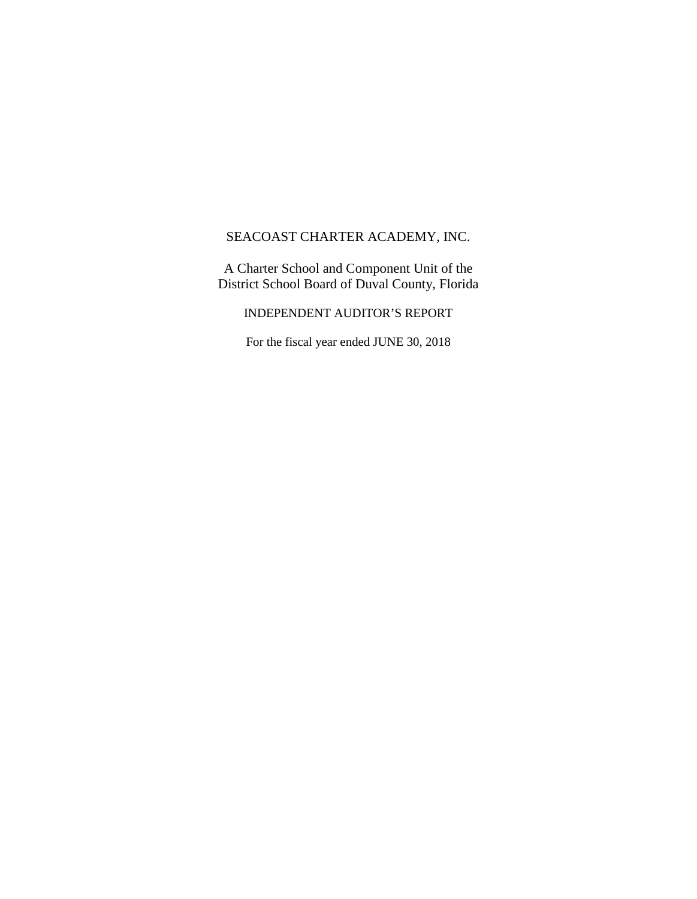# SEACOAST CHARTER ACADEMY, INC.

A Charter School and Component Unit of the
District School Board of Duval County, Florida

INDEPENDENT AUDITOR'S REPORT

For the fiscal year ended JUNE 30, 2018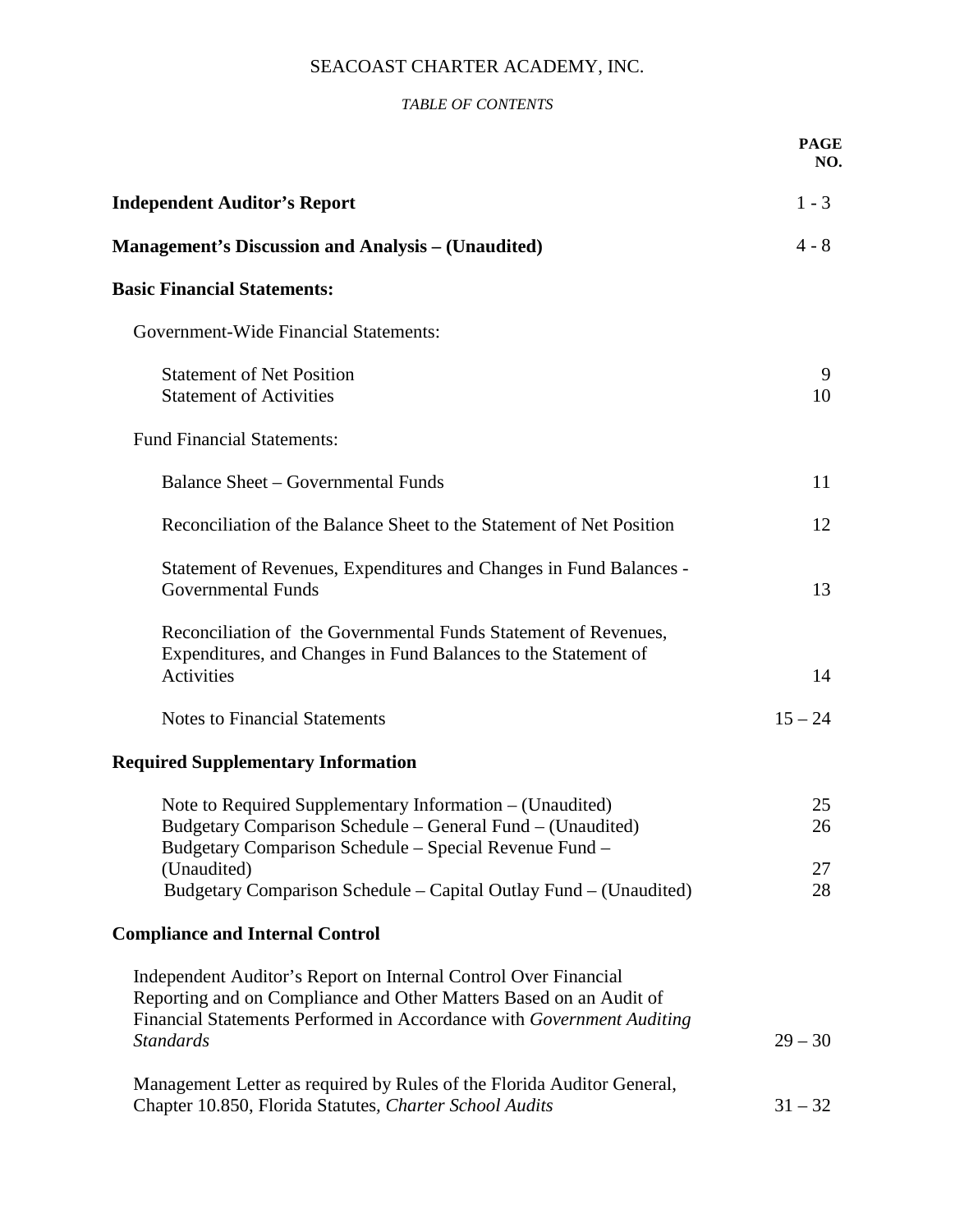# SEACOAST CHARTER ACADEMY, INC.

*TABLE OF CONTENTS*

| | PAGE NO. |
|---|---|
| **Independent Auditor's Report** | 1 - 3 |
| **Management's Discussion and Analysis – (Unaudited)** | 4 - 8 |
| **Basic Financial Statements:** | |
| Government-Wide Financial Statements: | |
| Statement of Net Position | 9 |
| Statement of Activities | 10 |
| Fund Financial Statements: | |
| Balance Sheet – Governmental Funds | 11 |
| Reconciliation of the Balance Sheet to the Statement of Net Position | 12 |
| Statement of Revenues, Expenditures and Changes in Fund Balances - Governmental Funds | 13 |
| Reconciliation of the Governmental Funds Statement of Revenues, Expenditures, and Changes in Fund Balances to the Statement of Activities | 14 |
| Notes to Financial Statements | 15 – 24 |
| **Required Supplementary Information** | |
| Note to Required Supplementary Information – (Unaudited) | 25 |
| Budgetary Comparison Schedule – General Fund – (Unaudited) | 26 |
| Budgetary Comparison Schedule – Special Revenue Fund – (Unaudited) | 27 |
| Budgetary Comparison Schedule – Capital Outlay Fund – (Unaudited) | 28 |
| **Compliance and Internal Control** | |
| Independent Auditor's Report on Internal Control Over Financial Reporting and on Compliance and Other Matters Based on an Audit of Financial Statements Performed in Accordance with *Government Auditing Standards* | 29 – 30 |
| Management Letter as required by Rules of the Florida Auditor General, Chapter 10.850, Florida Statutes, *Charter School Audits* | 31 – 32 |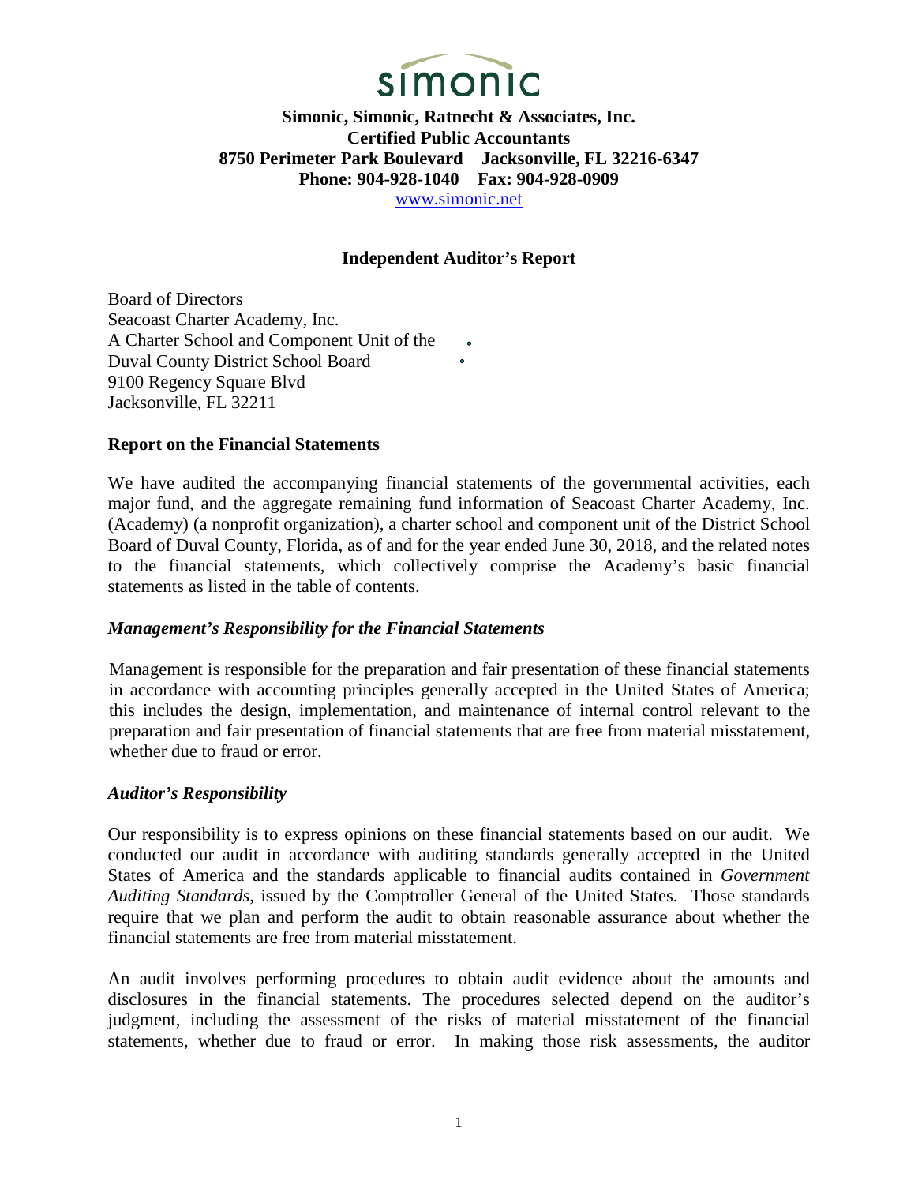simonic

**Simonic, Simonic, Ratnecht & Associates, Inc.**
**Certified Public Accountants**
**8750 Perimeter Park Boulevard Jacksonville, FL 32216-6347**
**Phone: 904-928-1040 Fax: 904-928-0909**
www.simonic.net

## Independent Auditor's Report

Board of Directors
Seacoast Charter Academy, Inc.
A Charter School and Component Unit of the
Duval County District School Board
9100 Regency Square Blvd
Jacksonville, FL 32211

### Report on the Financial Statements

We have audited the accompanying financial statements of the governmental activities, each major fund, and the aggregate remaining fund information of Seacoast Charter Academy, Inc. (Academy) (a nonprofit organization), a charter school and component unit of the District School Board of Duval County, Florida, as of and for the year ended June 30, 2018, and the related notes to the financial statements, which collectively comprise the Academy's basic financial statements as listed in the table of contents.

### *Management's Responsibility for the Financial Statements*

Management is responsible for the preparation and fair presentation of these financial statements in accordance with accounting principles generally accepted in the United States of America; this includes the design, implementation, and maintenance of internal control relevant to the preparation and fair presentation of financial statements that are free from material misstatement, whether due to fraud or error.

### *Auditor's Responsibility*

Our responsibility is to express opinions on these financial statements based on our audit. We conducted our audit in accordance with auditing standards generally accepted in the United States of America and the standards applicable to financial audits contained in *Government Auditing Standards*, issued by the Comptroller General of the United States. Those standards require that we plan and perform the audit to obtain reasonable assurance about whether the financial statements are free from material misstatement.

An audit involves performing procedures to obtain audit evidence about the amounts and disclosures in the financial statements. The procedures selected depend on the auditor's judgment, including the assessment of the risks of material misstatement of the financial statements, whether due to fraud or error. In making those risk assessments, the auditor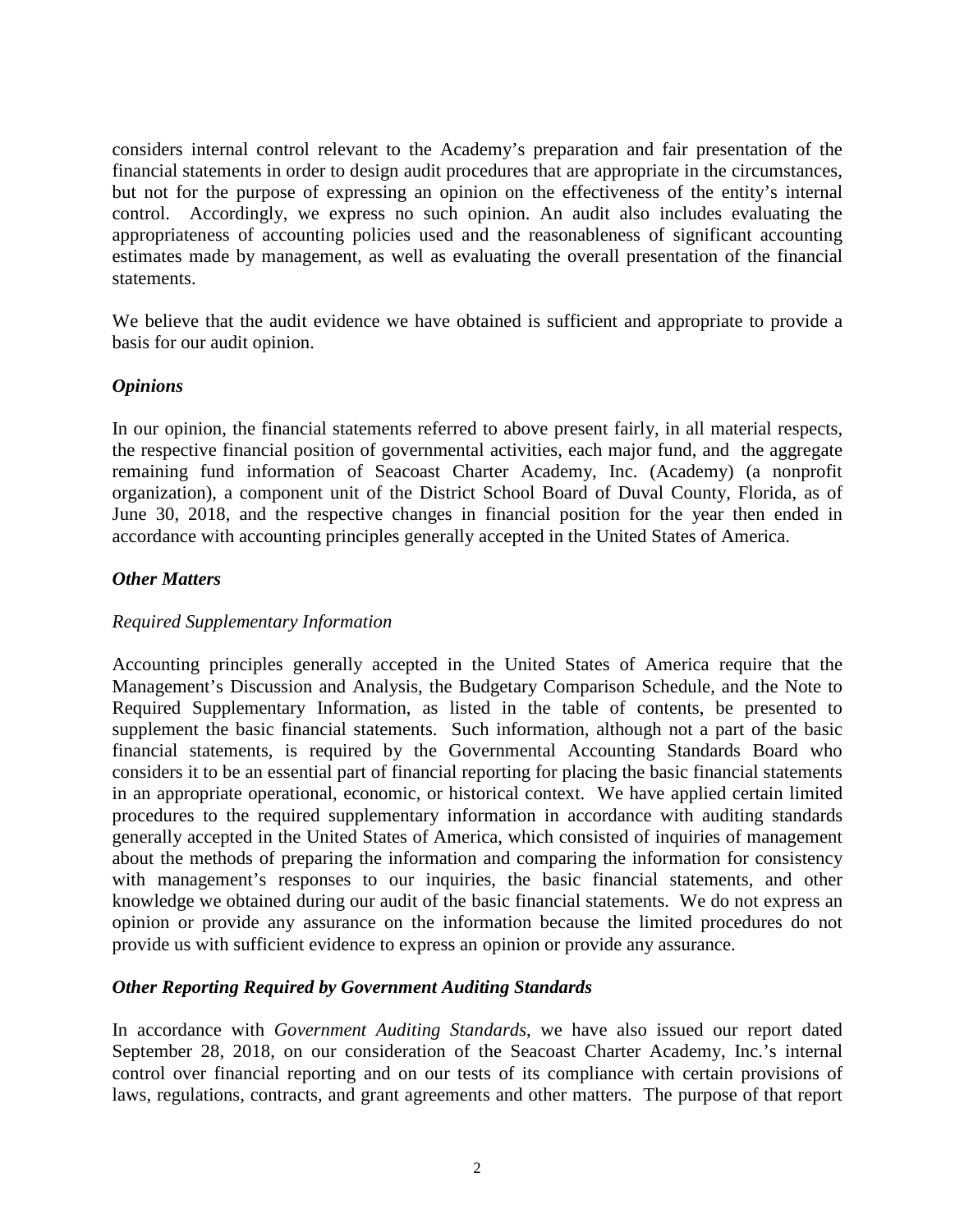considers internal control relevant to the Academy's preparation and fair presentation of the financial statements in order to design audit procedures that are appropriate in the circumstances, but not for the purpose of expressing an opinion on the effectiveness of the entity's internal control. Accordingly, we express no such opinion. An audit also includes evaluating the appropriateness of accounting policies used and the reasonableness of significant accounting estimates made by management, as well as evaluating the overall presentation of the financial statements.

We believe that the audit evidence we have obtained is sufficient and appropriate to provide a basis for our audit opinion.

***Opinions***

In our opinion, the financial statements referred to above present fairly, in all material respects, the respective financial position of governmental activities, each major fund, and the aggregate remaining fund information of Seacoast Charter Academy, Inc. (Academy) (a nonprofit organization), a component unit of the District School Board of Duval County, Florida, as of June 30, 2018, and the respective changes in financial position for the year then ended in accordance with accounting principles generally accepted in the United States of America.

***Other Matters***

*Required Supplementary Information*

Accounting principles generally accepted in the United States of America require that the Management's Discussion and Analysis, the Budgetary Comparison Schedule, and the Note to Required Supplementary Information, as listed in the table of contents, be presented to supplement the basic financial statements. Such information, although not a part of the basic financial statements, is required by the Governmental Accounting Standards Board who considers it to be an essential part of financial reporting for placing the basic financial statements in an appropriate operational, economic, or historical context. We have applied certain limited procedures to the required supplementary information in accordance with auditing standards generally accepted in the United States of America, which consisted of inquiries of management about the methods of preparing the information and comparing the information for consistency with management's responses to our inquiries, the basic financial statements, and other knowledge we obtained during our audit of the basic financial statements. We do not express an opinion or provide any assurance on the information because the limited procedures do not provide us with sufficient evidence to express an opinion or provide any assurance.

***Other Reporting Required by Government Auditing Standards***

In accordance with *Government Auditing Standards*, we have also issued our report dated September 28, 2018, on our consideration of the Seacoast Charter Academy, Inc.'s internal control over financial reporting and on our tests of its compliance with certain provisions of laws, regulations, contracts, and grant agreements and other matters. The purpose of that report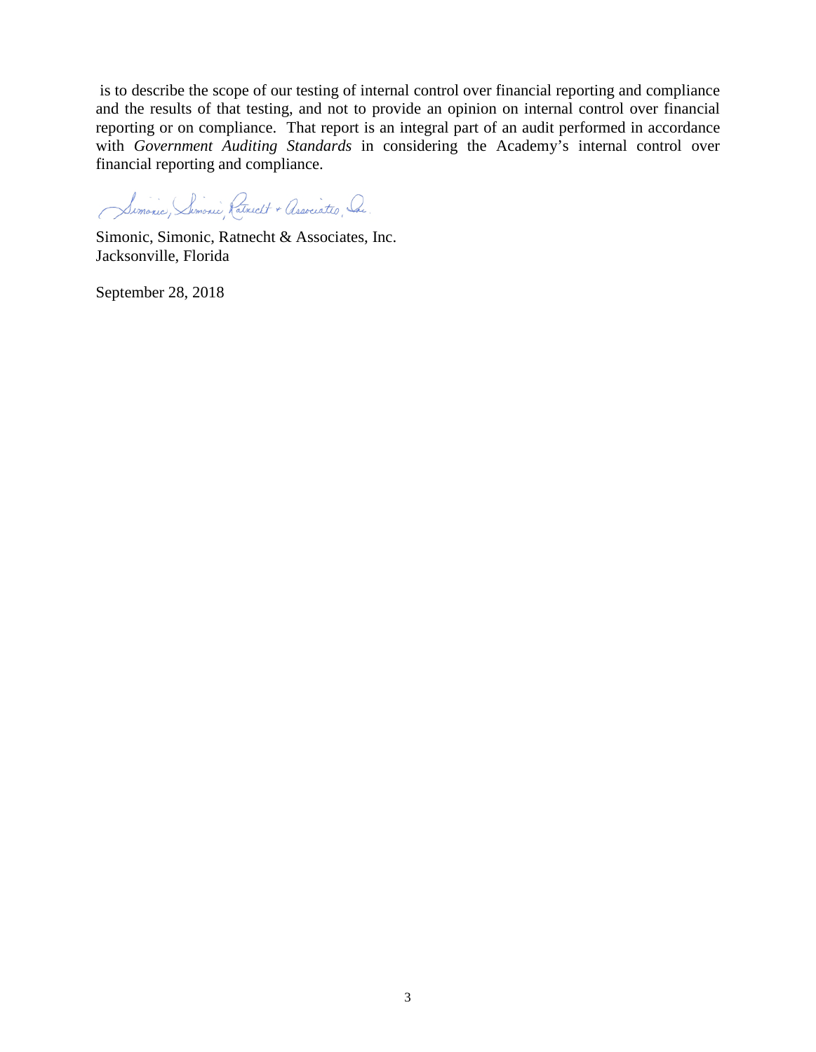is to describe the scope of our testing of internal control over financial reporting and compliance and the results of that testing, and not to provide an opinion on internal control over financial reporting or on compliance. That report is an integral part of an audit performed in accordance with *Government Auditing Standards* in considering the Academy's internal control over financial reporting and compliance.

Simonic, Simonic, Ratnecht & Associates, Inc.
Jacksonville, Florida

September 28, 2018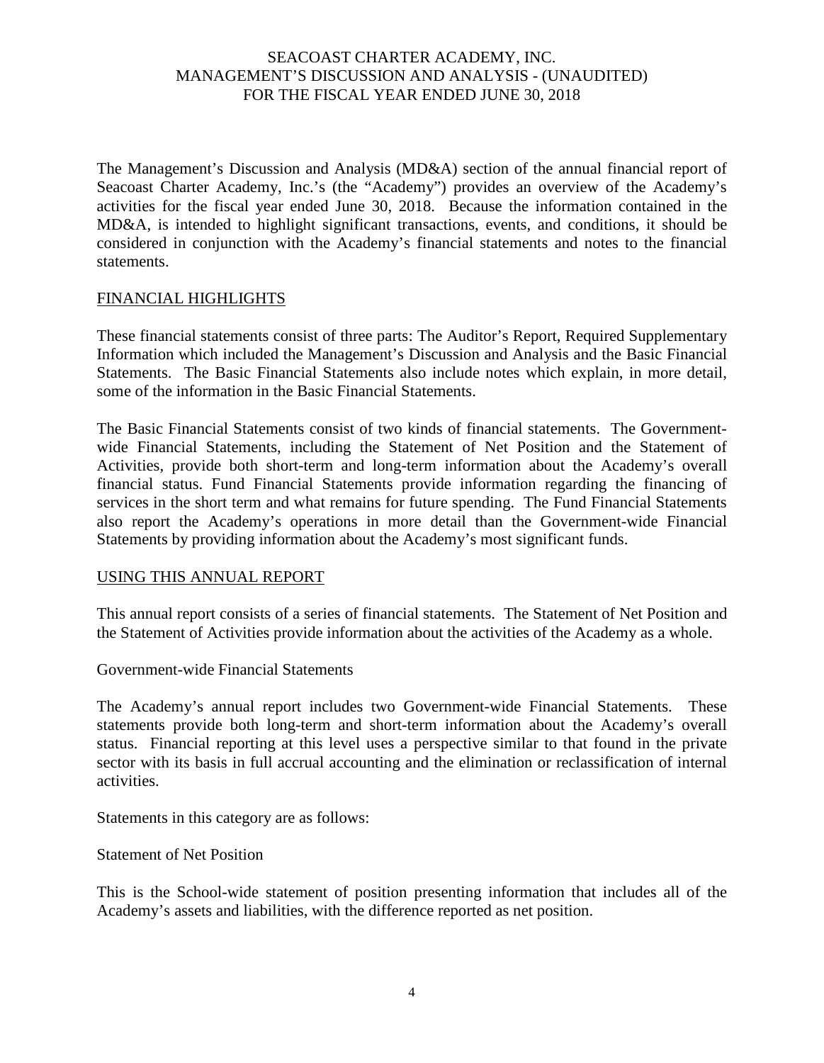# SEACOAST CHARTER ACADEMY, INC.
## MANAGEMENT'S DISCUSSION AND ANALYSIS - (UNAUDITED)
## FOR THE FISCAL YEAR ENDED JUNE 30, 2018

The Management's Discussion and Analysis (MD&A) section of the annual financial report of Seacoast Charter Academy, Inc.'s (the "Academy") provides an overview of the Academy's activities for the fiscal year ended June 30, 2018. Because the information contained in the MD&A, is intended to highlight significant transactions, events, and conditions, it should be considered in conjunction with the Academy's financial statements and notes to the financial statements.

### FINANCIAL HIGHLIGHTS

These financial statements consist of three parts: The Auditor's Report, Required Supplementary Information which included the Management's Discussion and Analysis and the Basic Financial Statements. The Basic Financial Statements also include notes which explain, in more detail, some of the information in the Basic Financial Statements.

The Basic Financial Statements consist of two kinds of financial statements. The Government-wide Financial Statements, including the Statement of Net Position and the Statement of Activities, provide both short-term and long-term information about the Academy's overall financial status. Fund Financial Statements provide information regarding the financing of services in the short term and what remains for future spending. The Fund Financial Statements also report the Academy's operations in more detail than the Government-wide Financial Statements by providing information about the Academy's most significant funds.

### USING THIS ANNUAL REPORT

This annual report consists of a series of financial statements. The Statement of Net Position and the Statement of Activities provide information about the activities of the Academy as a whole.

Government-wide Financial Statements

The Academy's annual report includes two Government-wide Financial Statements. These statements provide both long-term and short-term information about the Academy's overall status. Financial reporting at this level uses a perspective similar to that found in the private sector with its basis in full accrual accounting and the elimination or reclassification of internal activities.

Statements in this category are as follows:

Statement of Net Position

This is the School-wide statement of position presenting information that includes all of the Academy's assets and liabilities, with the difference reported as net position.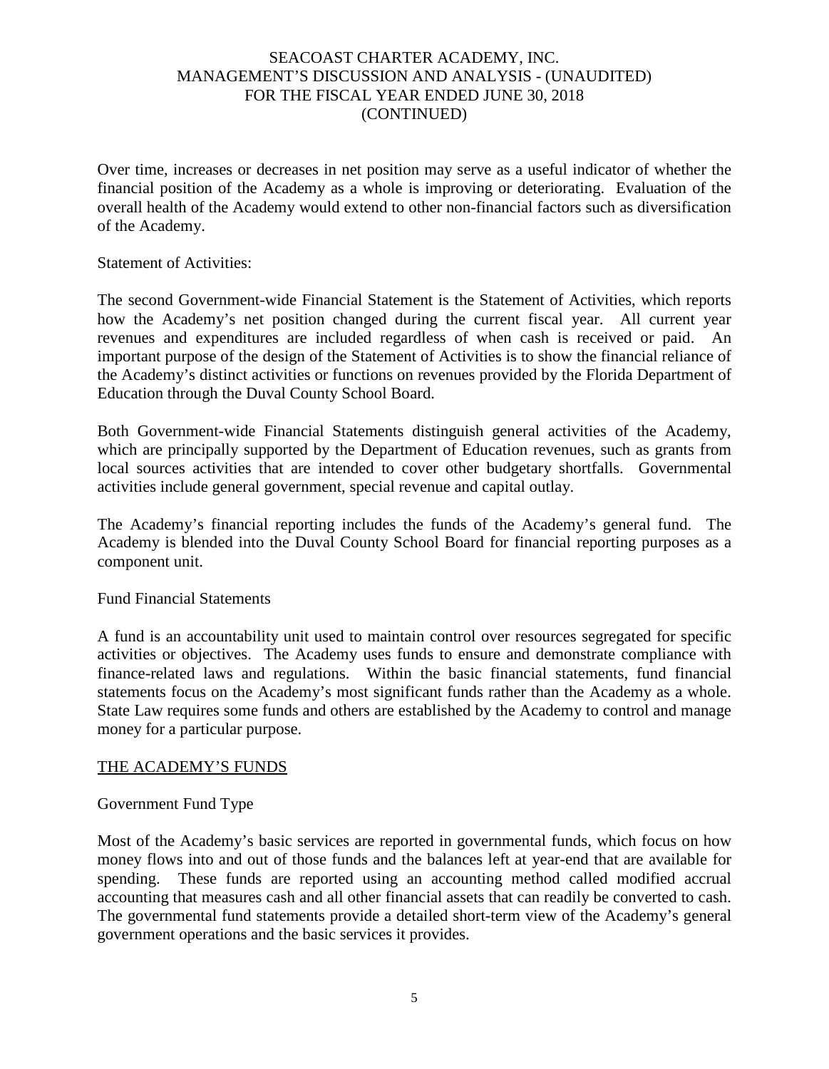Over time, increases or decreases in net position may serve as a useful indicator of whether the financial position of the Academy as a whole is improving or deteriorating. Evaluation of the overall health of the Academy would extend to other non-financial factors such as diversification of the Academy.

Statement of Activities:

The second Government-wide Financial Statement is the Statement of Activities, which reports how the Academy's net position changed during the current fiscal year. All current year revenues and expenditures are included regardless of when cash is received or paid. An important purpose of the design of the Statement of Activities is to show the financial reliance of the Academy's distinct activities or functions on revenues provided by the Florida Department of Education through the Duval County School Board.

Both Government-wide Financial Statements distinguish general activities of the Academy, which are principally supported by the Department of Education revenues, such as grants from local sources activities that are intended to cover other budgetary shortfalls. Governmental activities include general government, special revenue and capital outlay.

The Academy's financial reporting includes the funds of the Academy's general fund. The Academy is blended into the Duval County School Board for financial reporting purposes as a component unit.

Fund Financial Statements

A fund is an accountability unit used to maintain control over resources segregated for specific activities or objectives. The Academy uses funds to ensure and demonstrate compliance with finance-related laws and regulations. Within the basic financial statements, fund financial statements focus on the Academy's most significant funds rather than the Academy as a whole. State Law requires some funds and others are established by the Academy to control and manage money for a particular purpose.

## THE ACADEMY'S FUNDS

Government Fund Type

Most of the Academy's basic services are reported in governmental funds, which focus on how money flows into and out of those funds and the balances left at year-end that are available for spending. These funds are reported using an accounting method called modified accrual accounting that measures cash and all other financial assets that can readily be converted to cash. The governmental fund statements provide a detailed short-term view of the Academy's general government operations and the basic services it provides.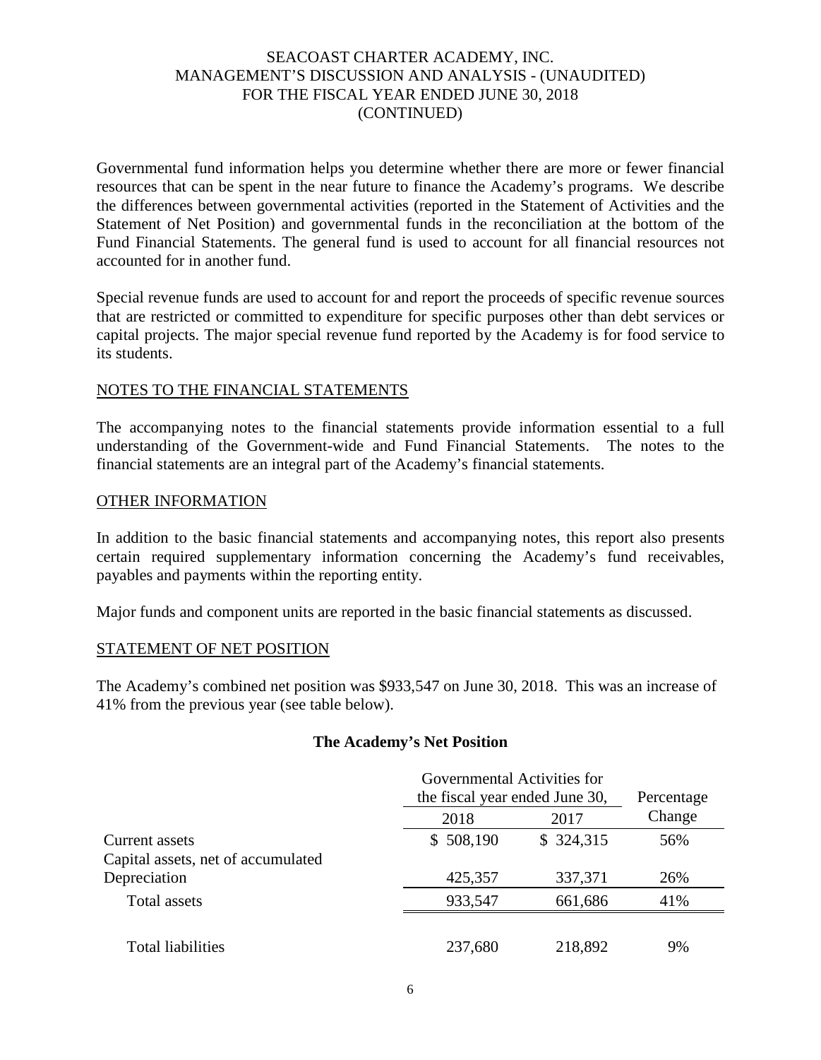Governmental fund information helps you determine whether there are more or fewer financial resources that can be spent in the near future to finance the Academy's programs. We describe the differences between governmental activities (reported in the Statement of Activities and the Statement of Net Position) and governmental funds in the reconciliation at the bottom of the Fund Financial Statements. The general fund is used to account for all financial resources not accounted for in another fund.

Special revenue funds are used to account for and report the proceeds of specific revenue sources that are restricted or committed to expenditure for specific purposes other than debt services or capital projects. The major special revenue fund reported by the Academy is for food service to its students.

## NOTES TO THE FINANCIAL STATEMENTS

The accompanying notes to the financial statements provide information essential to a full understanding of the Government-wide and Fund Financial Statements. The notes to the financial statements are an integral part of the Academy's financial statements.

## OTHER INFORMATION

In addition to the basic financial statements and accompanying notes, this report also presents certain required supplementary information concerning the Academy's fund receivables, payables and payments within the reporting entity.

Major funds and component units are reported in the basic financial statements as discussed.

## STATEMENT OF NET POSITION

The Academy's combined net position was $933,547 on June 30, 2018. This was an increase of 41% from the previous year (see table below).

**The Academy's Net Position**

| | Governmental Activities for the fiscal year ended June 30, | | Percentage |
|---|---|---|---|
| | 2018 | 2017 | Change |
| Current assets | $ 508,190 | $ 324,315 | 56% |
| Capital assets, net of accumulated Depreciation | 425,357 | 337,371 | 26% |
| Total assets | 933,547 | 661,686 | 41% |
| Total liabilities | 237,680 | 218,892 | 9% |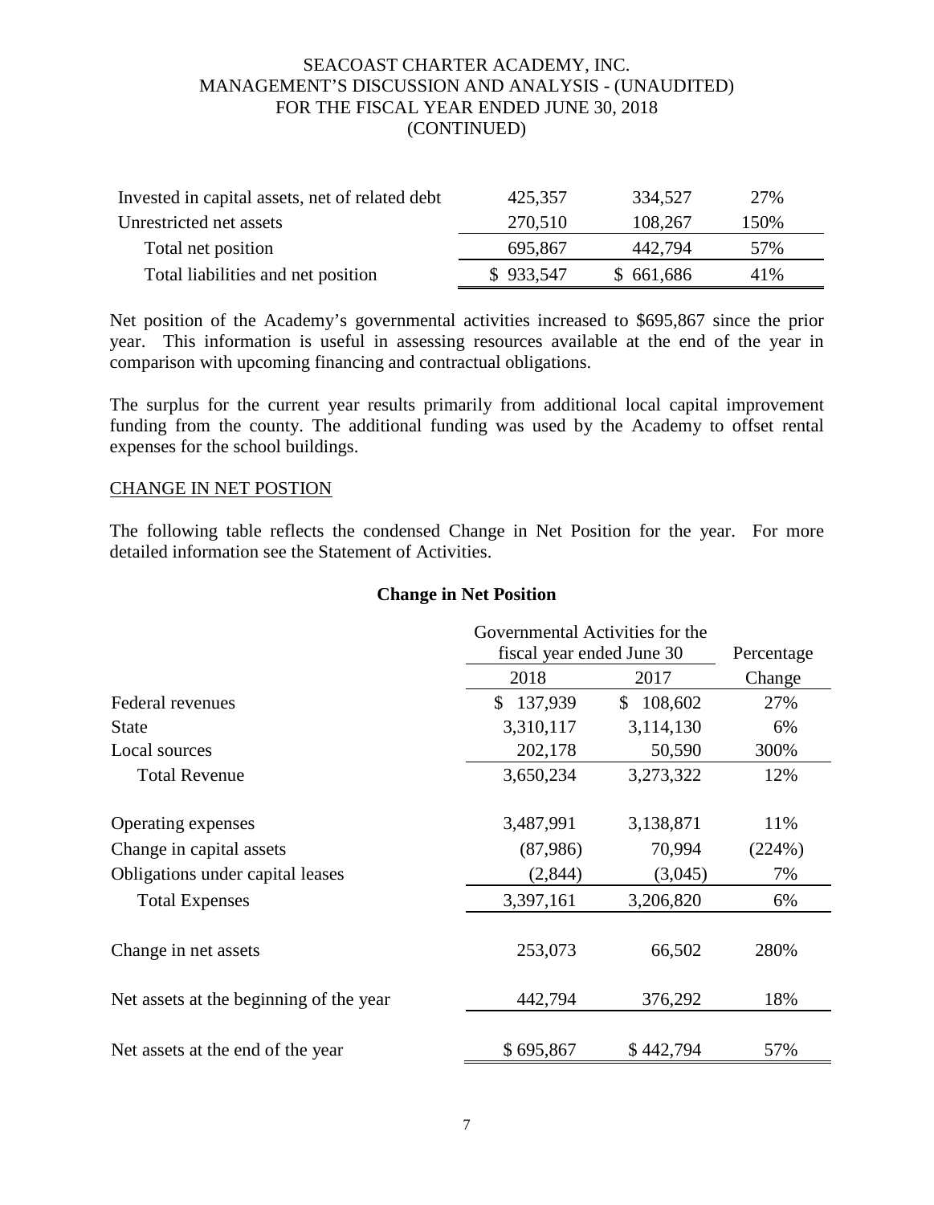| | | | |
|---|---|---|---|
| Invested in capital assets, net of related debt | 425,357 | 334,527 | 27% |
| Unrestricted net assets | 270,510 | 108,267 | 150% |
| Total net position | 695,867 | 442,794 | 57% |
| Total liabilities and net position | $ 933,547 | $ 661,686 | 41% |

Net position of the Academy's governmental activities increased to $695,867 since the prior year. This information is useful in assessing resources available at the end of the year in comparison with upcoming financing and contractual obligations.

The surplus for the current year results primarily from additional local capital improvement funding from the county. The additional funding was used by the Academy to offset rental expenses for the school buildings.

CHANGE IN NET POSTION

The following table reflects the condensed Change in Net Position for the year. For more detailed information see the Statement of Activities.

**Change in Net Position**

| | Governmental Activities for the fiscal year ended June 30 | | Percentage |
|---|---|---|---|
| | 2018 | 2017 | Change |
| Federal revenues | $ 137,939 | $ 108,602 | 27% |
| State | 3,310,117 | 3,114,130 | 6% |
| Local sources | 202,178 | 50,590 | 300% |
| Total Revenue | 3,650,234 | 3,273,322 | 12% |
| Operating expenses | 3,487,991 | 3,138,871 | 11% |
| Change in capital assets | (87,986) | 70,994 | (224%) |
| Obligations under capital leases | (2,844) | (3,045) | 7% |
| Total Expenses | 3,397,161 | 3,206,820 | 6% |
| Change in net assets | 253,073 | 66,502 | 280% |
| Net assets at the beginning of the year | 442,794 | 376,292 | 18% |
| Net assets at the end of the year | $ 695,867 | $ 442,794 | 57% |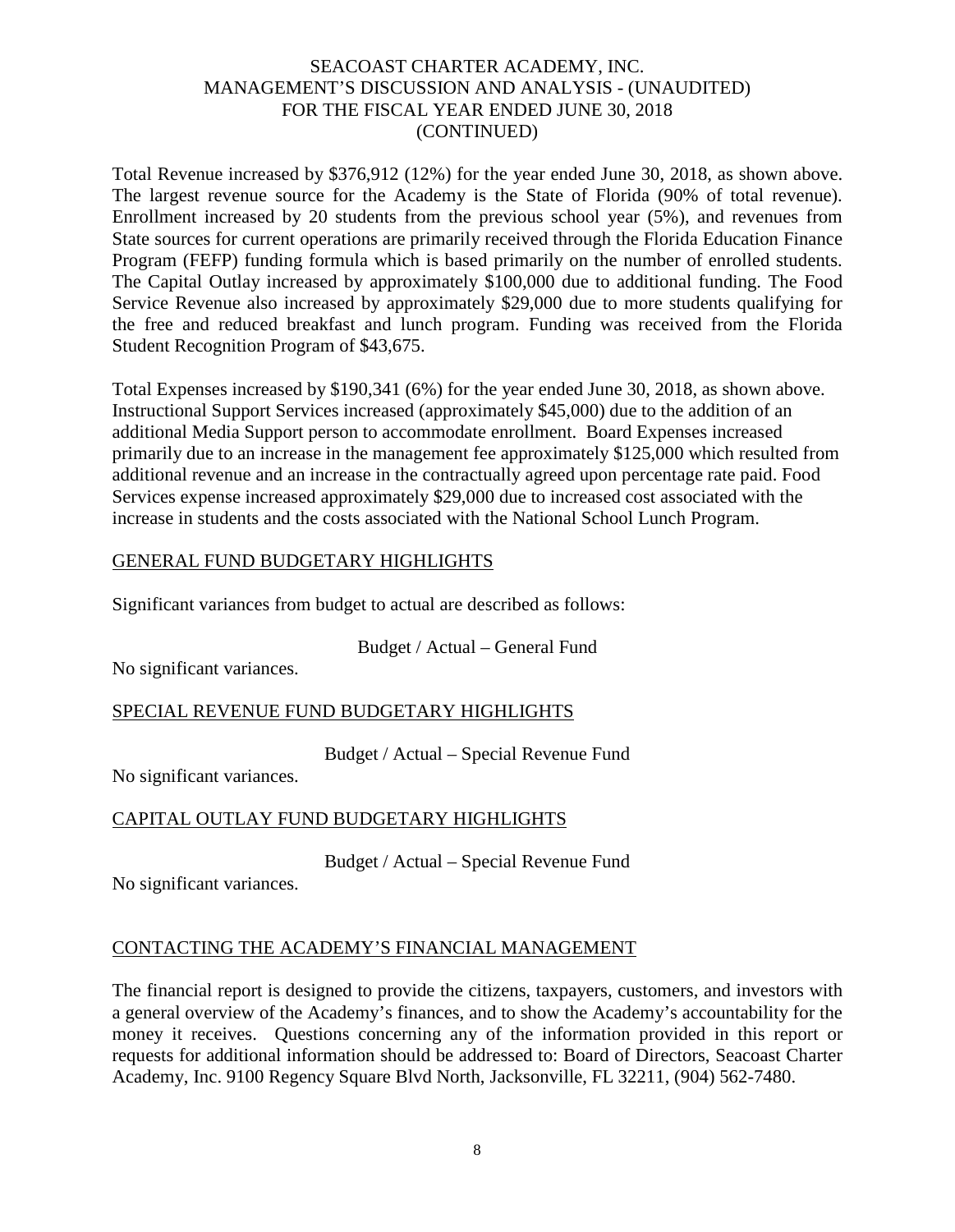Total Revenue increased by $376,912 (12%) for the year ended June 30, 2018, as shown above. The largest revenue source for the Academy is the State of Florida (90% of total revenue). Enrollment increased by 20 students from the previous school year (5%), and revenues from State sources for current operations are primarily received through the Florida Education Finance Program (FEFP) funding formula which is based primarily on the number of enrolled students. The Capital Outlay increased by approximately $100,000 due to additional funding. The Food Service Revenue also increased by approximately $29,000 due to more students qualifying for the free and reduced breakfast and lunch program. Funding was received from the Florida Student Recognition Program of $43,675.

Total Expenses increased by $190,341 (6%) for the year ended June 30, 2018, as shown above. Instructional Support Services increased (approximately $45,000) due to the addition of an additional Media Support person to accommodate enrollment. Board Expenses increased primarily due to an increase in the management fee approximately $125,000 which resulted from additional revenue and an increase in the contractually agreed upon percentage rate paid. Food Services expense increased approximately $29,000 due to increased cost associated with the increase in students and the costs associated with the National School Lunch Program.

## GENERAL FUND BUDGETARY HIGHLIGHTS

Significant variances from budget to actual are described as follows:

Budget / Actual – General Fund

No significant variances.

## SPECIAL REVENUE FUND BUDGETARY HIGHLIGHTS

Budget / Actual – Special Revenue Fund

No significant variances.

## CAPITAL OUTLAY FUND BUDGETARY HIGHLIGHTS

Budget / Actual – Special Revenue Fund

No significant variances.

## CONTACTING THE ACADEMY'S FINANCIAL MANAGEMENT

The financial report is designed to provide the citizens, taxpayers, customers, and investors with a general overview of the Academy's finances, and to show the Academy's accountability for the money it receives. Questions concerning any of the information provided in this report or requests for additional information should be addressed to: Board of Directors, Seacoast Charter Academy, Inc. 9100 Regency Square Blvd North, Jacksonville, FL 32211, (904) 562-7480.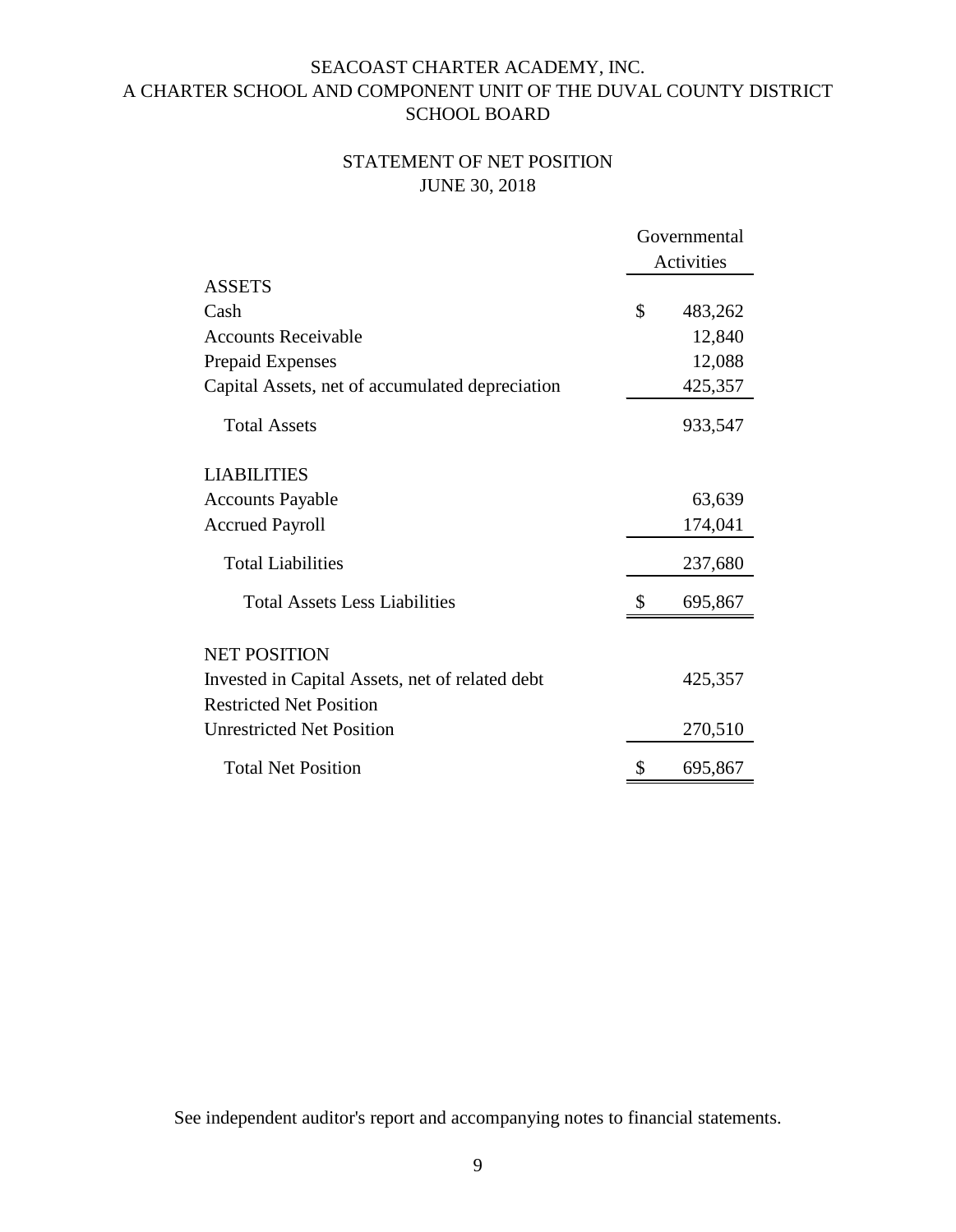# SEACOAST CHARTER ACADEMY, INC.
## A CHARTER SCHOOL AND COMPONENT UNIT OF THE DUVAL COUNTY DISTRICT SCHOOL BOARD

## STATEMENT OF NET POSITION
### JUNE 30, 2018

| | Governmental Activities |
|---|---|
| **ASSETS** | |
| Cash | $ 483,262 |
| Accounts Receivable | 12,840 |
| Prepaid Expenses | 12,088 |
| Capital Assets, net of accumulated depreciation | 425,357 |
| Total Assets | 933,547 |
| **LIABILITIES** | |
| Accounts Payable | 63,639 |
| Accrued Payroll | 174,041 |
| Total Liabilities | 237,680 |
| Total Assets Less Liabilities | $ 695,867 |
| **NET POSITION** | |
| Invested in Capital Assets, net of related debt | 425,357 |
| Restricted Net Position | |
| Unrestricted Net Position | 270,510 |
| Total Net Position | $ 695,867 |

See independent auditor's report and accompanying notes to financial statements.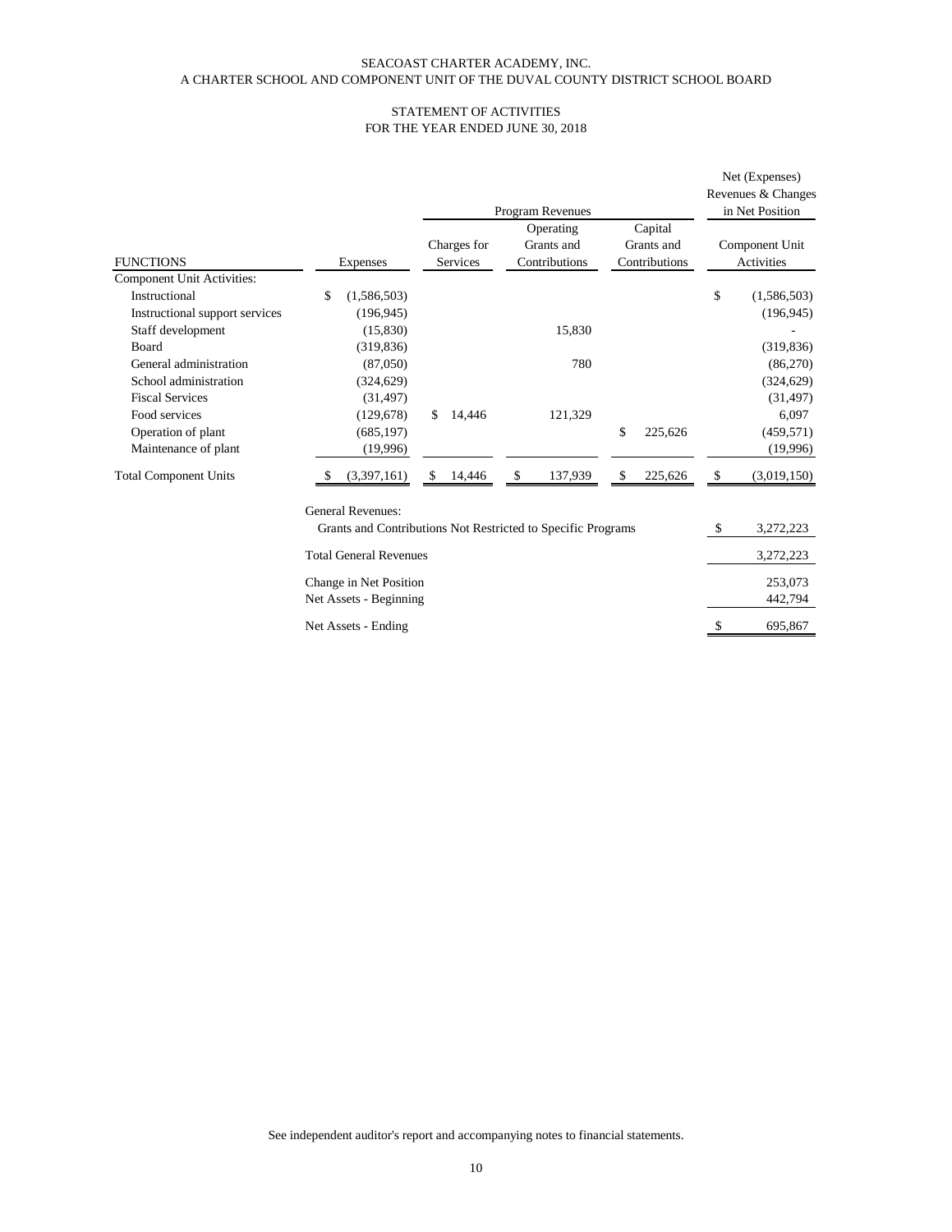SEACOAST CHARTER ACADEMY, INC.
A CHARTER SCHOOL AND COMPONENT UNIT OF THE DUVAL COUNTY DISTRICT SCHOOL BOARD

STATEMENT OF ACTIVITIES
FOR THE YEAR ENDED JUNE 30, 2018

| | | Program Revenues | | | Net (Expenses) Revenues & Changes in Net Position |
|---|---|---|---|---|---|
| FUNCTIONS | Expenses | Charges for Services | Operating Grants and Contributions | Capital Grants and Contributions | Component Unit Activities |
| Component Unit Activities: | | | | | |
| Instructional | $ (1,586,503) | | | | $ (1,586,503) |
| Instructional support services | (196,945) | | | | (196,945) |
| Staff development | (15,830) | | 15,830 | | - |
| Board | (319,836) | | | | (319,836) |
| General administration | (87,050) | | 780 | | (86,270) |
| School administration | (324,629) | | | | (324,629) |
| Fiscal Services | (31,497) | | | | (31,497) |
| Food services | (129,678) | $ 14,446 | 121,329 | | 6,097 |
| Operation of plant | (685,197) | | | $ 225,626 | (459,571) |
| Maintenance of plant | (19,996) | | | | (19,996) |
| Total Component Units | $ (3,397,161) | $ 14,446 | $ 137,939 | $ 225,626 | $ (3,019,150) |
| General Revenues: | | | | | |
| Grants and Contributions Not Restricted to Specific Programs | | | | | $ 3,272,223 |
| Total General Revenues | | | | | 3,272,223 |
| Change in Net Position | | | | | 253,073 |
| Net Assets - Beginning | | | | | 442,794 |
| Net Assets - Ending | | | | | $ 695,867 |

See independent auditor's report and accompanying notes to financial statements.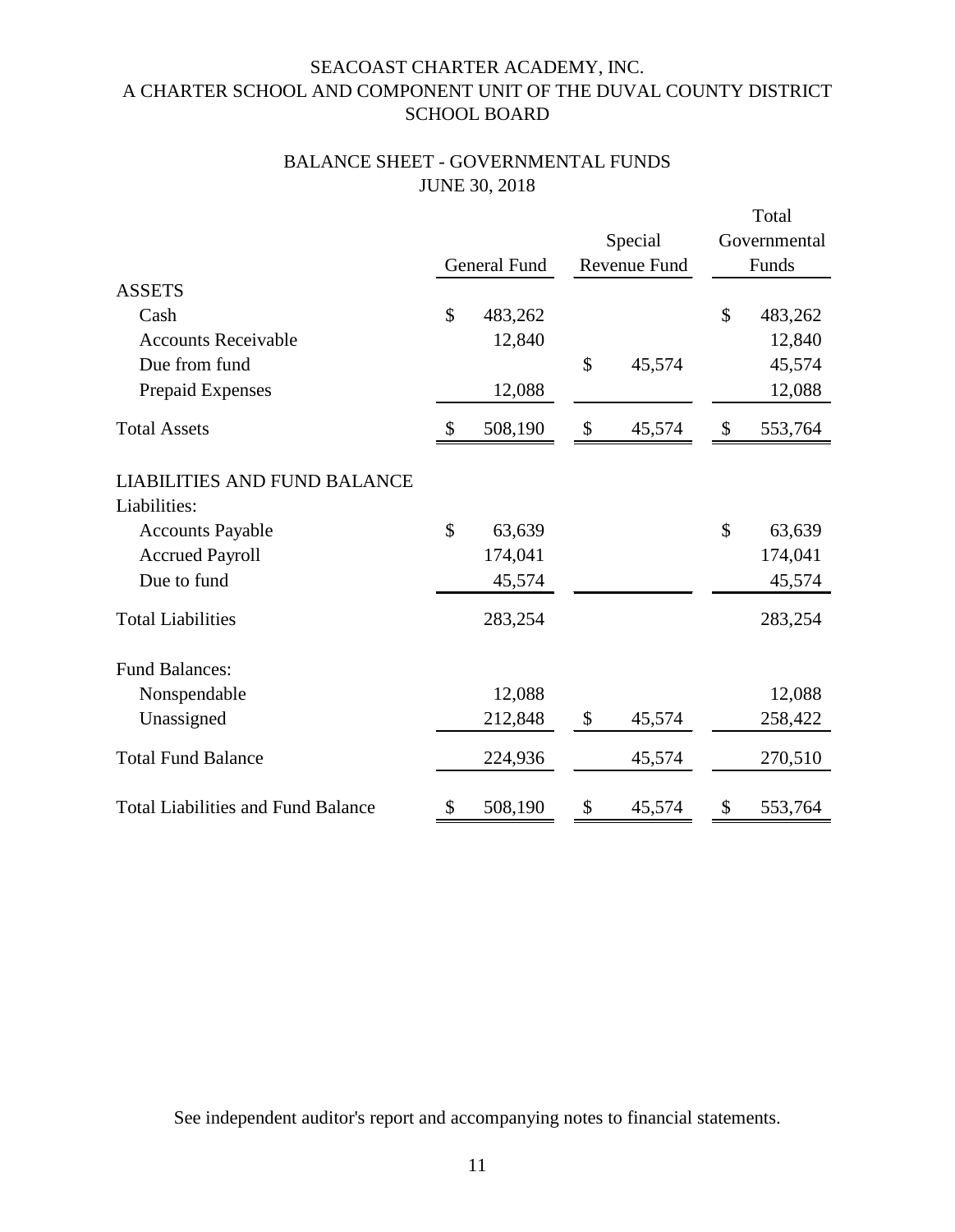# SEACOAST CHARTER ACADEMY, INC.
## A CHARTER SCHOOL AND COMPONENT UNIT OF THE DUVAL COUNTY DISTRICT SCHOOL BOARD

### BALANCE SHEET - GOVERNMENTAL FUNDS
### JUNE 30, 2018

| | General Fund | Special Revenue Fund | Total Governmental Funds |
|---|---|---|---|
| **ASSETS** | | | |
| Cash | $ 483,262 | | $ 483,262 |
| Accounts Receivable | 12,840 | | 12,840 |
| Due from fund | | $ 45,574 | 45,574 |
| Prepaid Expenses | 12,088 | | 12,088 |
| Total Assets | $ 508,190 | $ 45,574 | $ 553,764 |
| **LIABILITIES AND FUND BALANCE** | | | |
| Liabilities: | | | |
| Accounts Payable | $ 63,639 | | $ 63,639 |
| Accrued Payroll | 174,041 | | 174,041 |
| Due to fund | 45,574 | | 45,574 |
| Total Liabilities | 283,254 | | 283,254 |
| Fund Balances: | | | |
| Nonspendable | 12,088 | | 12,088 |
| Unassigned | 212,848 | $ 45,574 | 258,422 |
| Total Fund Balance | 224,936 | 45,574 | 270,510 |
| Total Liabilities and Fund Balance | $ 508,190 | $ 45,574 | $ 553,764 |

See independent auditor's report and accompanying notes to financial statements.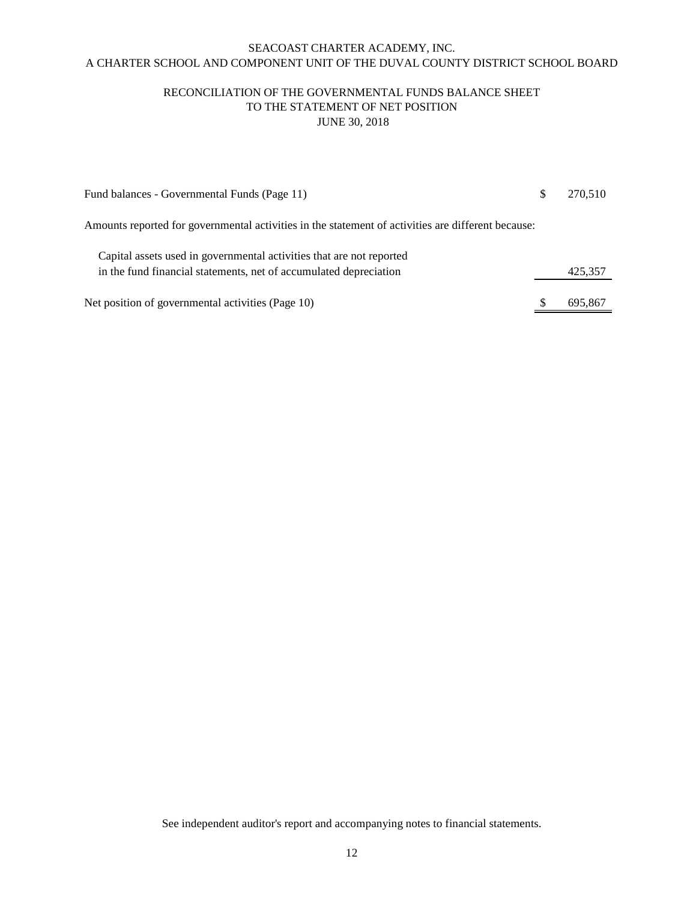SEACOAST CHARTER ACADEMY, INC.
A CHARTER SCHOOL AND COMPONENT UNIT OF THE DUVAL COUNTY DISTRICT SCHOOL BOARD

# RECONCILIATION OF THE GOVERNMENTAL FUNDS BALANCE SHEET TO THE STATEMENT OF NET POSITION
JUNE 30, 2018

| | | |
|---|---|---|
| Fund balances - Governmental Funds (Page 11) | $ | 270,510 |
| Amounts reported for governmental activities in the statement of activities are different because: | | |
| Capital assets used in governmental activities that are not reported in the fund financial statements, net of accumulated depreciation | | 425,357 |
| Net position of governmental activities (Page 10) | $ | 695,867 |

See independent auditor's report and accompanying notes to financial statements.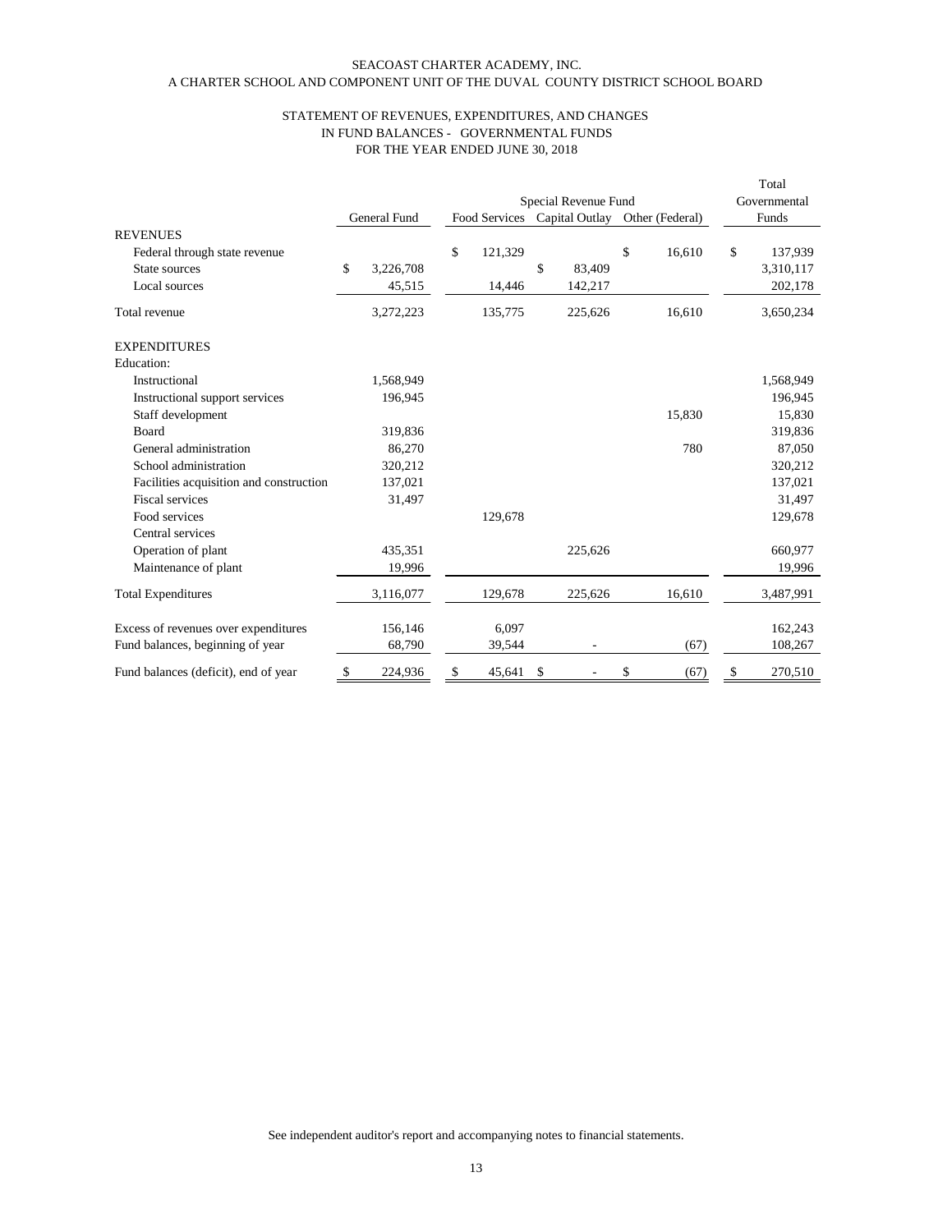SEACOAST CHARTER ACADEMY, INC.
A CHARTER SCHOOL AND COMPONENT UNIT OF THE DUVAL COUNTY DISTRICT SCHOOL BOARD

STATEMENT OF REVENUES, EXPENDITURES, AND CHANGES
IN FUND BALANCES - GOVERNMENTAL FUNDS
FOR THE YEAR ENDED JUNE 30, 2018

| | General Fund | Special Revenue Fund | | | Total Governmental Funds |
|---|---|---|---|---|---|
| | | Food Services | Capital Outlay | Other (Federal) | |
| **REVENUES** | | | | | |
| Federal through state revenue | | $ 121,329 | | $ 16,610 | $ 137,939 |
| State sources | $ 3,226,708 | | $ 83,409 | | 3,310,117 |
| Local sources | 45,515 | 14,446 | 142,217 | | 202,178 |
| Total revenue | 3,272,223 | 135,775 | 225,626 | 16,610 | 3,650,234 |
| **EXPENDITURES** | | | | | |
| Education: | | | | | |
| Instructional | 1,568,949 | | | | 1,568,949 |
| Instructional support services | 196,945 | | | | 196,945 |
| Staff development | | | | 15,830 | 15,830 |
| Board | 319,836 | | | | 319,836 |
| General administration | 86,270 | | | 780 | 87,050 |
| School administration | 320,212 | | | | 320,212 |
| Facilities acquisition and construction | 137,021 | | | | 137,021 |
| Fiscal services | 31,497 | | | | 31,497 |
| Food services | | 129,678 | | | 129,678 |
| Central services | | | | | |
| Operation of plant | 435,351 | | 225,626 | | 660,977 |
| Maintenance of plant | 19,996 | | | | 19,996 |
| Total Expenditures | 3,116,077 | 129,678 | 225,626 | 16,610 | 3,487,991 |
| Excess of revenues over expenditures | 156,146 | 6,097 | | | 162,243 |
| Fund balances, beginning of year | 68,790 | 39,544 | - | (67) | 108,267 |
| Fund balances (deficit), end of year | $ 224,936 | $ 45,641 | $ - | $ (67) | $ 270,510 |

See independent auditor's report and accompanying notes to financial statements.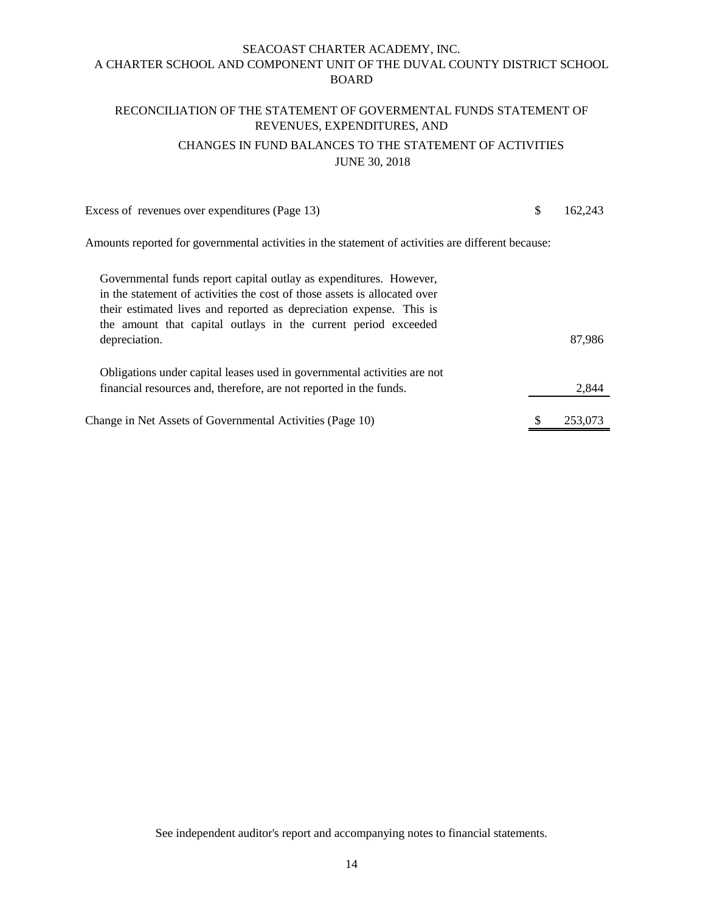SEACOAST CHARTER ACADEMY, INC.
A CHARTER SCHOOL AND COMPONENT UNIT OF THE DUVAL COUNTY DISTRICT SCHOOL BOARD

RECONCILIATION OF THE STATEMENT OF GOVERMENTAL FUNDS STATEMENT OF REVENUES, EXPENDITURES, AND

CHANGES IN FUND BALANCES TO THE STATEMENT OF ACTIVITIES

JUNE 30, 2018

| | | |
|---|---|---|
| Excess of revenues over expenditures (Page 13) | $ | 162,243 |
| Amounts reported for governmental activities in the statement of activities are different because: | | |
| Governmental funds report capital outlay as expenditures. However, in the statement of activities the cost of those assets is allocated over their estimated lives and reported as depreciation expense. This is the amount that capital outlays in the current period exceeded depreciation. | | 87,986 |
| Obligations under capital leases used in governmental activities are not financial resources and, therefore, are not reported in the funds. | | 2,844 |
| Change in Net Assets of Governmental Activities (Page 10) | $ | 253,073 |

See independent auditor's report and accompanying notes to financial statements.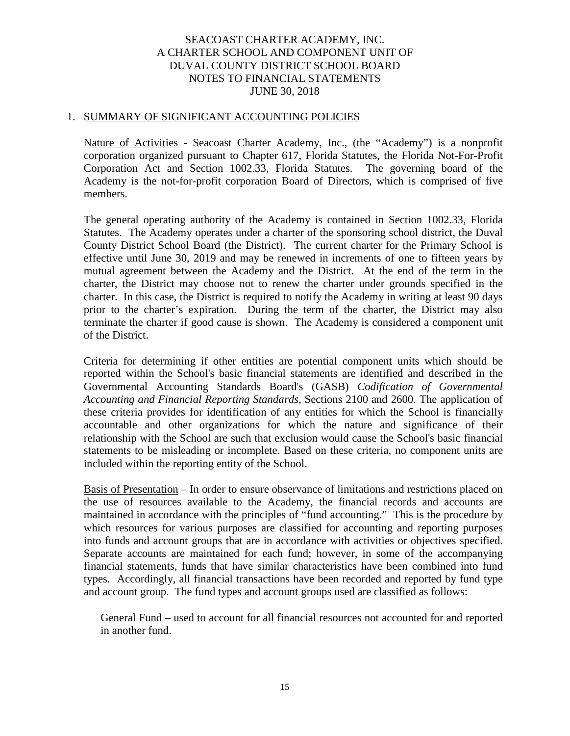SEACOAST CHARTER ACADEMY, INC.
A CHARTER SCHOOL AND COMPONENT UNIT OF
DUVAL COUNTY DISTRICT SCHOOL BOARD
NOTES TO FINANCIAL STATEMENTS
JUNE 30, 2018

## 1. SUMMARY OF SIGNIFICANT ACCOUNTING POLICIES

Nature of Activities - Seacoast Charter Academy, Inc., (the "Academy") is a nonprofit corporation organized pursuant to Chapter 617, Florida Statutes, the Florida Not-For-Profit Corporation Act and Section 1002.33, Florida Statutes. The governing board of the Academy is the not-for-profit corporation Board of Directors, which is comprised of five members.

The general operating authority of the Academy is contained in Section 1002.33, Florida Statutes. The Academy operates under a charter of the sponsoring school district, the Duval County District School Board (the District). The current charter for the Primary School is effective until June 30, 2019 and may be renewed in increments of one to fifteen years by mutual agreement between the Academy and the District. At the end of the term in the charter, the District may choose not to renew the charter under grounds specified in the charter. In this case, the District is required to notify the Academy in writing at least 90 days prior to the charter's expiration. During the term of the charter, the District may also terminate the charter if good cause is shown. The Academy is considered a component unit of the District.

Criteria for determining if other entities are potential component units which should be reported within the School's basic financial statements are identified and described in the Governmental Accounting Standards Board's (GASB) *Codification of Governmental Accounting and Financial Reporting Standards*, Sections 2100 and 2600. The application of these criteria provides for identification of any entities for which the School is financially accountable and other organizations for which the nature and significance of their relationship with the School are such that exclusion would cause the School's basic financial statements to be misleading or incomplete. Based on these criteria, no component units are included within the reporting entity of the School.

Basis of Presentation – In order to ensure observance of limitations and restrictions placed on the use of resources available to the Academy, the financial records and accounts are maintained in accordance with the principles of "fund accounting." This is the procedure by which resources for various purposes are classified for accounting and reporting purposes into funds and account groups that are in accordance with activities or objectives specified. Separate accounts are maintained for each fund; however, in some of the accompanying financial statements, funds that have similar characteristics have been combined into fund types. Accordingly, all financial transactions have been recorded and reported by fund type and account group. The fund types and account groups used are classified as follows:

General Fund – used to account for all financial resources not accounted for and reported in another fund.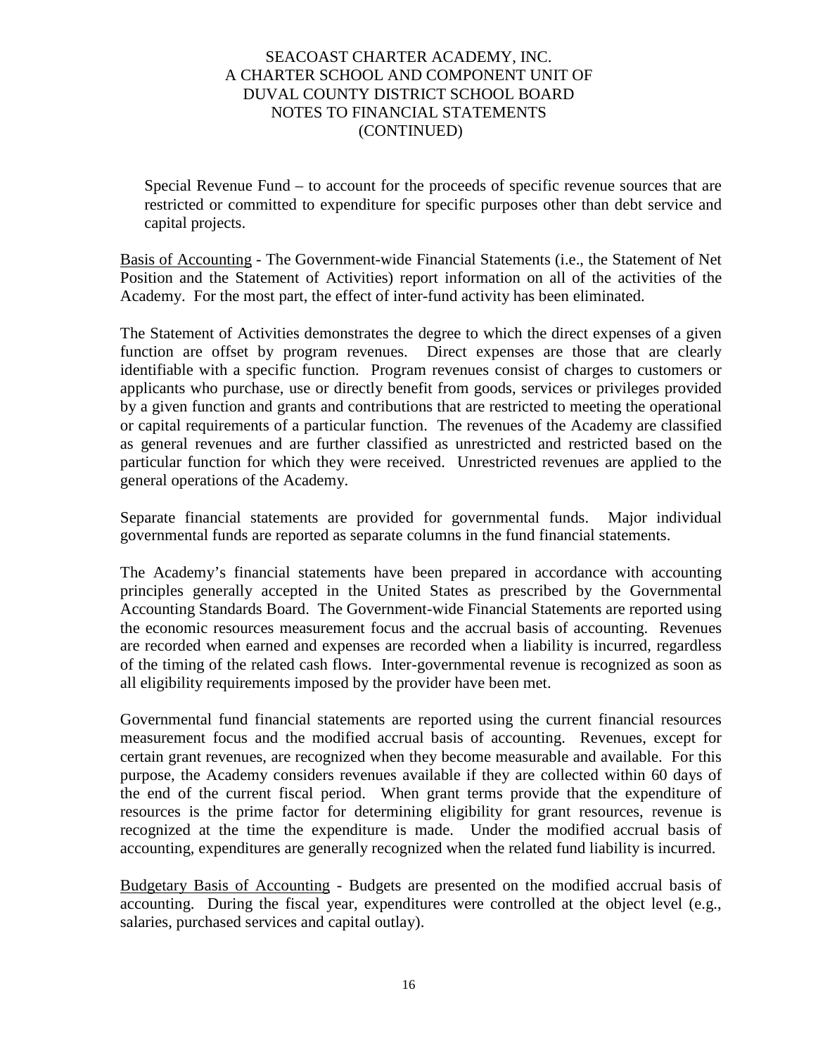Special Revenue Fund – to account for the proceeds of specific revenue sources that are restricted or committed to expenditure for specific purposes other than debt service and capital projects.

Basis of Accounting - The Government-wide Financial Statements (i.e., the Statement of Net Position and the Statement of Activities) report information on all of the activities of the Academy. For the most part, the effect of inter-fund activity has been eliminated.

The Statement of Activities demonstrates the degree to which the direct expenses of a given function are offset by program revenues. Direct expenses are those that are clearly identifiable with a specific function. Program revenues consist of charges to customers or applicants who purchase, use or directly benefit from goods, services or privileges provided by a given function and grants and contributions that are restricted to meeting the operational or capital requirements of a particular function. The revenues of the Academy are classified as general revenues and are further classified as unrestricted and restricted based on the particular function for which they were received. Unrestricted revenues are applied to the general operations of the Academy.

Separate financial statements are provided for governmental funds. Major individual governmental funds are reported as separate columns in the fund financial statements.

The Academy's financial statements have been prepared in accordance with accounting principles generally accepted in the United States as prescribed by the Governmental Accounting Standards Board. The Government-wide Financial Statements are reported using the economic resources measurement focus and the accrual basis of accounting. Revenues are recorded when earned and expenses are recorded when a liability is incurred, regardless of the timing of the related cash flows. Inter-governmental revenue is recognized as soon as all eligibility requirements imposed by the provider have been met.

Governmental fund financial statements are reported using the current financial resources measurement focus and the modified accrual basis of accounting. Revenues, except for certain grant revenues, are recognized when they become measurable and available. For this purpose, the Academy considers revenues available if they are collected within 60 days of the end of the current fiscal period. When grant terms provide that the expenditure of resources is the prime factor for determining eligibility for grant resources, revenue is recognized at the time the expenditure is made. Under the modified accrual basis of accounting, expenditures are generally recognized when the related fund liability is incurred.

Budgetary Basis of Accounting - Budgets are presented on the modified accrual basis of accounting. During the fiscal year, expenditures were controlled at the object level (e.g., salaries, purchased services and capital outlay).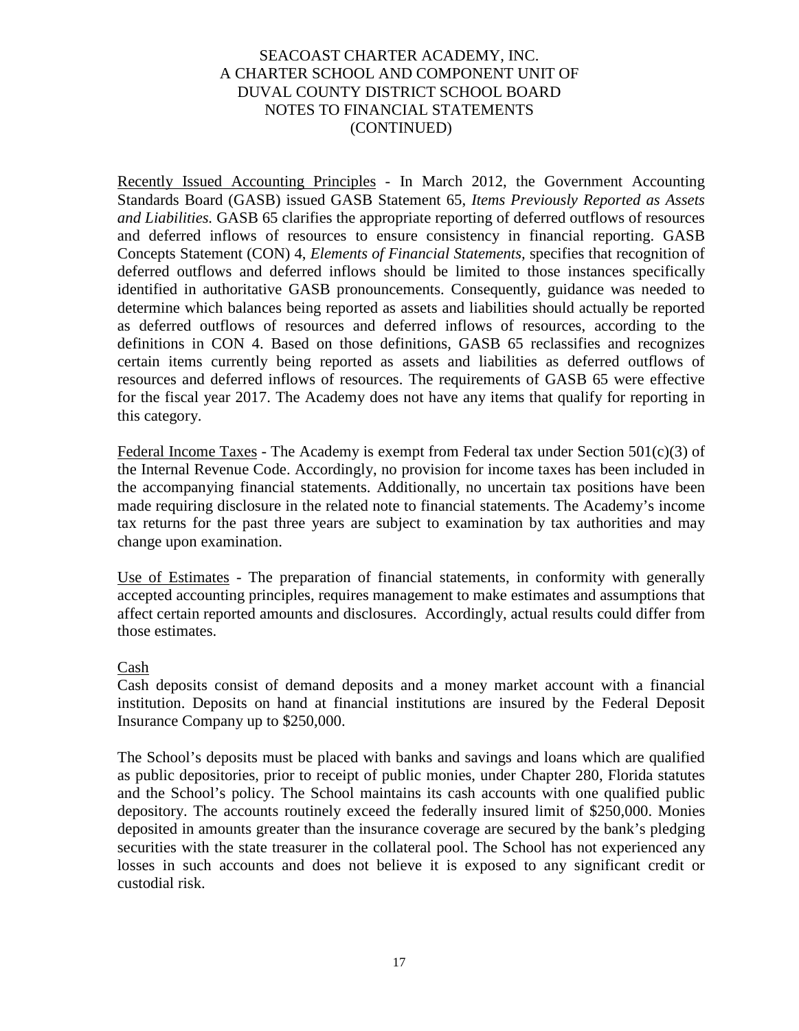SEACOAST CHARTER ACADEMY, INC.
A CHARTER SCHOOL AND COMPONENT UNIT OF
DUVAL COUNTY DISTRICT SCHOOL BOARD
NOTES TO FINANCIAL STATEMENTS
(CONTINUED)

<u>Recently Issued Accounting Principles</u> - In March 2012, the Government Accounting Standards Board (GASB) issued GASB Statement 65, *Items Previously Reported as Assets and Liabilities.* GASB 65 clarifies the appropriate reporting of deferred outflows of resources and deferred inflows of resources to ensure consistency in financial reporting. GASB Concepts Statement (CON) 4, *Elements of Financial Statements,* specifies that recognition of deferred outflows and deferred inflows should be limited to those instances specifically identified in authoritative GASB pronouncements. Consequently, guidance was needed to determine which balances being reported as assets and liabilities should actually be reported as deferred outflows of resources and deferred inflows of resources, according to the definitions in CON 4. Based on those definitions, GASB 65 reclassifies and recognizes certain items currently being reported as assets and liabilities as deferred outflows of resources and deferred inflows of resources. The requirements of GASB 65 were effective for the fiscal year 2017. The Academy does not have any items that qualify for reporting in this category.

<u>Federal Income Taxes</u> - The Academy is exempt from Federal tax under Section 501(c)(3) of the Internal Revenue Code. Accordingly, no provision for income taxes has been included in the accompanying financial statements. Additionally, no uncertain tax positions have been made requiring disclosure in the related note to financial statements. The Academy's income tax returns for the past three years are subject to examination by tax authorities and may change upon examination.

<u>Use of Estimates</u> - The preparation of financial statements, in conformity with generally accepted accounting principles, requires management to make estimates and assumptions that affect certain reported amounts and disclosures. Accordingly, actual results could differ from those estimates.

<u>Cash</u>

Cash deposits consist of demand deposits and a money market account with a financial institution. Deposits on hand at financial institutions are insured by the Federal Deposit Insurance Company up to $250,000.

The School's deposits must be placed with banks and savings and loans which are qualified as public depositories, prior to receipt of public monies, under Chapter 280, Florida statutes and the School's policy. The School maintains its cash accounts with one qualified public depository. The accounts routinely exceed the federally insured limit of $250,000. Monies deposited in amounts greater than the insurance coverage are secured by the bank's pledging securities with the state treasurer in the collateral pool. The School has not experienced any losses in such accounts and does not believe it is exposed to any significant credit or custodial risk.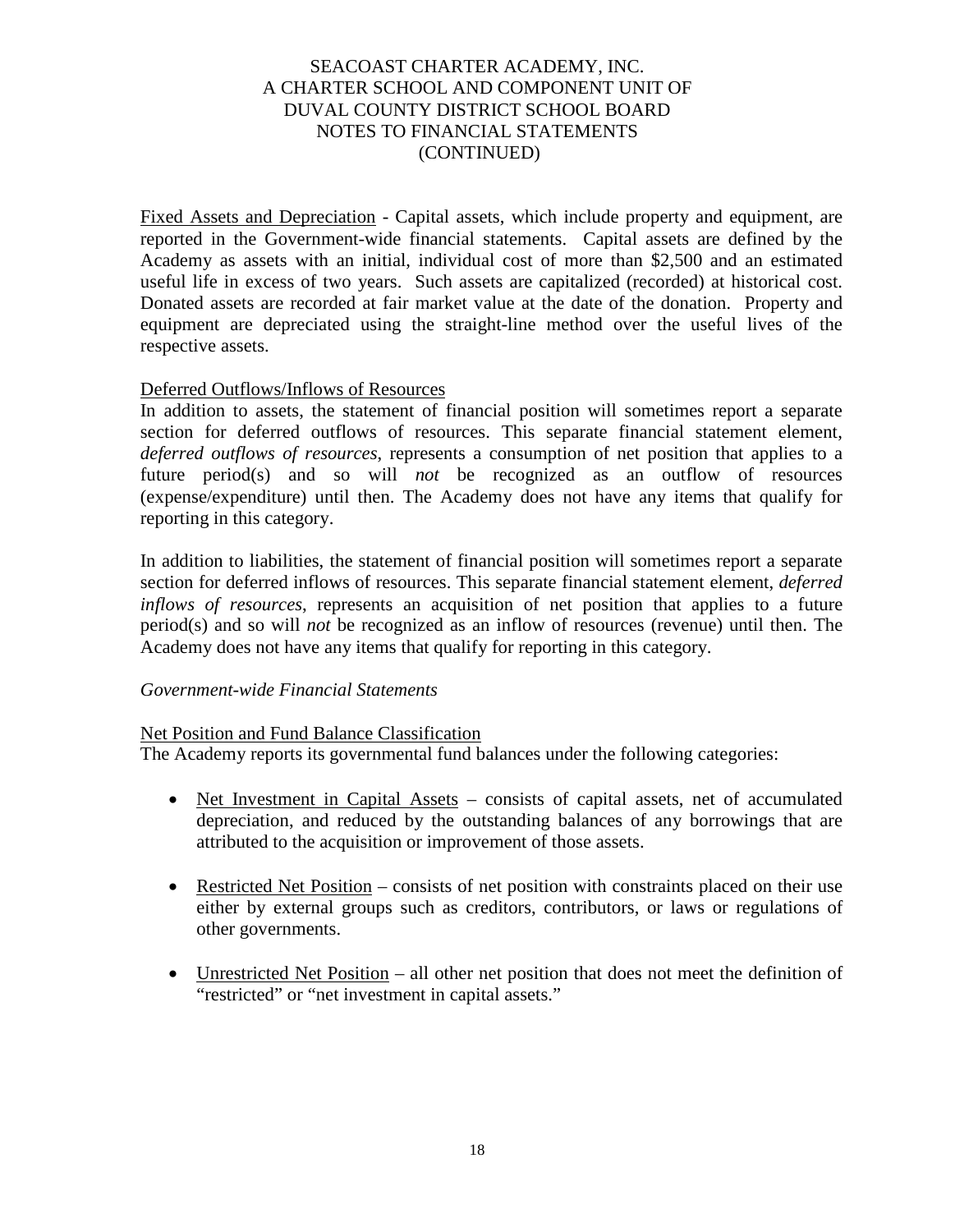Fixed Assets and Depreciation - Capital assets, which include property and equipment, are reported in the Government-wide financial statements. Capital assets are defined by the Academy as assets with an initial, individual cost of more than $2,500 and an estimated useful life in excess of two years. Such assets are capitalized (recorded) at historical cost. Donated assets are recorded at fair market value at the date of the donation. Property and equipment are depreciated using the straight-line method over the useful lives of the respective assets.

Deferred Outflows/Inflows of Resources

In addition to assets, the statement of financial position will sometimes report a separate section for deferred outflows of resources. This separate financial statement element, *deferred outflows of resources*, represents a consumption of net position that applies to a future period(s) and so will *not* be recognized as an outflow of resources (expense/expenditure) until then. The Academy does not have any items that qualify for reporting in this category.

In addition to liabilities, the statement of financial position will sometimes report a separate section for deferred inflows of resources. This separate financial statement element, *deferred inflows of resources*, represents an acquisition of net position that applies to a future period(s) and so will *not* be recognized as an inflow of resources (revenue) until then. The Academy does not have any items that qualify for reporting in this category.

*Government-wide Financial Statements*

Net Position and Fund Balance Classification

The Academy reports its governmental fund balances under the following categories:

- Net Investment in Capital Assets – consists of capital assets, net of accumulated depreciation, and reduced by the outstanding balances of any borrowings that are attributed to the acquisition or improvement of those assets.

- Restricted Net Position – consists of net position with constraints placed on their use either by external groups such as creditors, contributors, or laws or regulations of other governments.

- Unrestricted Net Position – all other net position that does not meet the definition of "restricted" or "net investment in capital assets."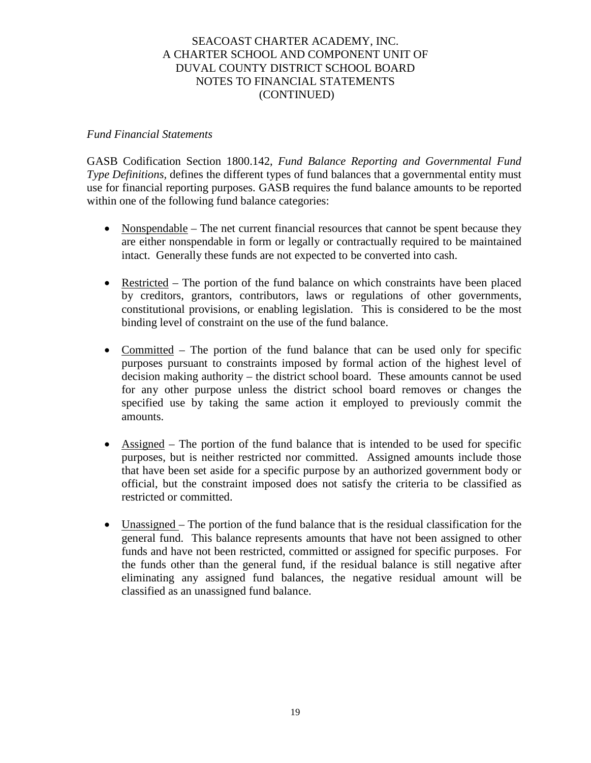*Fund Financial Statements*

GASB Codification Section 1800.142, *Fund Balance Reporting and Governmental Fund Type Definitions*, defines the different types of fund balances that a governmental entity must use for financial reporting purposes. GASB requires the fund balance amounts to be reported within one of the following fund balance categories:

- Nonspendable – The net current financial resources that cannot be spent because they are either nonspendable in form or legally or contractually required to be maintained intact. Generally these funds are not expected to be converted into cash.

- Restricted – The portion of the fund balance on which constraints have been placed by creditors, grantors, contributors, laws or regulations of other governments, constitutional provisions, or enabling legislation. This is considered to be the most binding level of constraint on the use of the fund balance.

- Committed – The portion of the fund balance that can be used only for specific purposes pursuant to constraints imposed by formal action of the highest level of decision making authority – the district school board. These amounts cannot be used for any other purpose unless the district school board removes or changes the specified use by taking the same action it employed to previously commit the amounts.

- Assigned – The portion of the fund balance that is intended to be used for specific purposes, but is neither restricted nor committed. Assigned amounts include those that have been set aside for a specific purpose by an authorized government body or official, but the constraint imposed does not satisfy the criteria to be classified as restricted or committed.

- Unassigned – The portion of the fund balance that is the residual classification for the general fund. This balance represents amounts that have not been assigned to other funds and have not been restricted, committed or assigned for specific purposes. For the funds other than the general fund, if the residual balance is still negative after eliminating any assigned fund balances, the negative residual amount will be classified as an unassigned fund balance.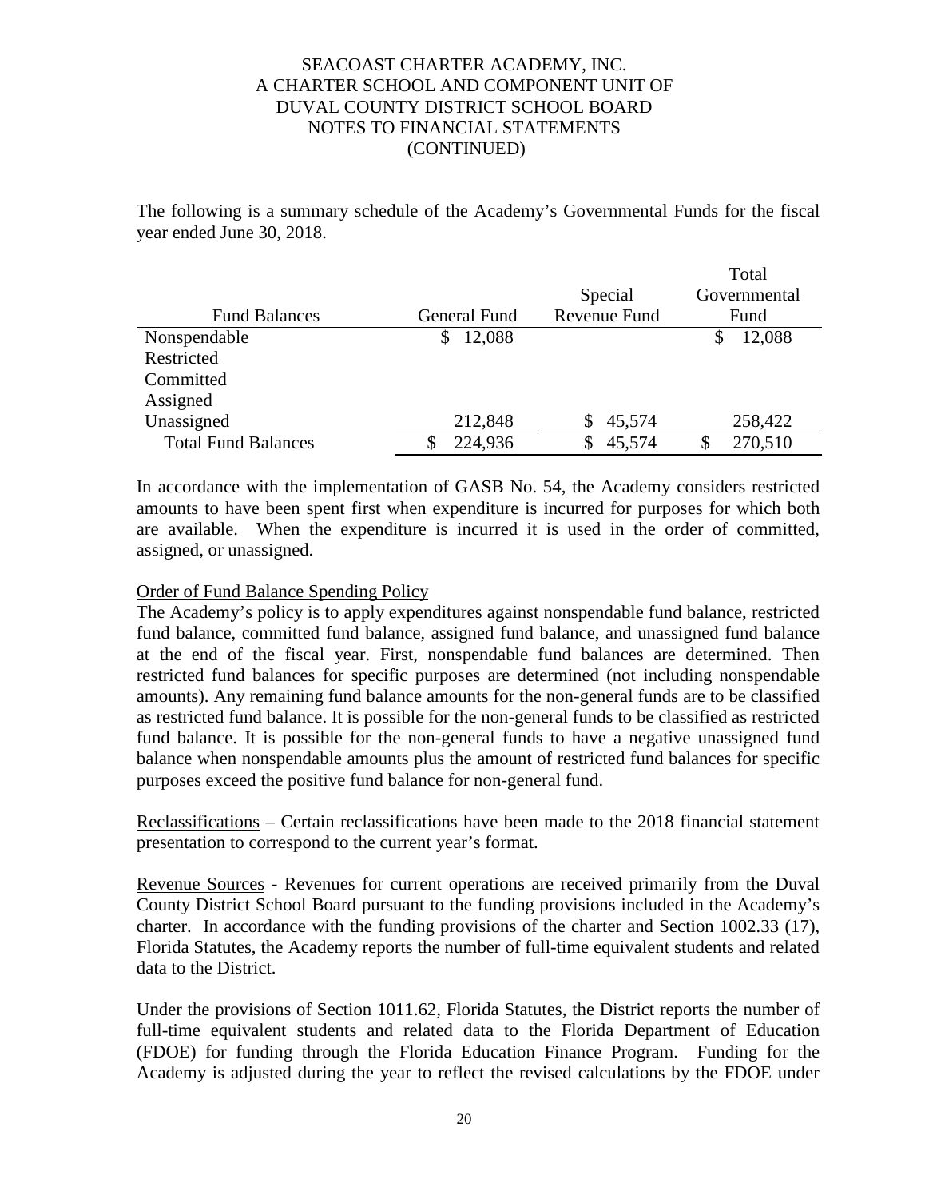The following is a summary schedule of the Academy's Governmental Funds for the fiscal year ended June 30, 2018.

| Fund Balances | General Fund | Special Revenue Fund | Total Governmental Fund |
|---|---|---|---|
| Nonspendable | $ 12,088 | | $ 12,088 |
| Restricted | | | |
| Committed | | | |
| Assigned | | | |
| Unassigned | 212,848 | $ 45,574 | 258,422 |
| Total Fund Balances | $ 224,936 | $ 45,574 | $ 270,510 |

In accordance with the implementation of GASB No. 54, the Academy considers restricted amounts to have been spent first when expenditure is incurred for purposes for which both are available. When the expenditure is incurred it is used in the order of committed, assigned, or unassigned.

Order of Fund Balance Spending Policy

The Academy's policy is to apply expenditures against nonspendable fund balance, restricted fund balance, committed fund balance, assigned fund balance, and unassigned fund balance at the end of the fiscal year. First, nonspendable fund balances are determined. Then restricted fund balances for specific purposes are determined (not including nonspendable amounts). Any remaining fund balance amounts for the non-general funds are to be classified as restricted fund balance. It is possible for the non-general funds to be classified as restricted fund balance. It is possible for the non-general funds to have a negative unassigned fund balance when nonspendable amounts plus the amount of restricted fund balances for specific purposes exceed the positive fund balance for non-general fund.

Reclassifications – Certain reclassifications have been made to the 2018 financial statement presentation to correspond to the current year's format.

Revenue Sources - Revenues for current operations are received primarily from the Duval County District School Board pursuant to the funding provisions included in the Academy's charter. In accordance with the funding provisions of the charter and Section 1002.33 (17), Florida Statutes, the Academy reports the number of full-time equivalent students and related data to the District.

Under the provisions of Section 1011.62, Florida Statutes, the District reports the number of full-time equivalent students and related data to the Florida Department of Education (FDOE) for funding through the Florida Education Finance Program. Funding for the Academy is adjusted during the year to reflect the revised calculations by the FDOE under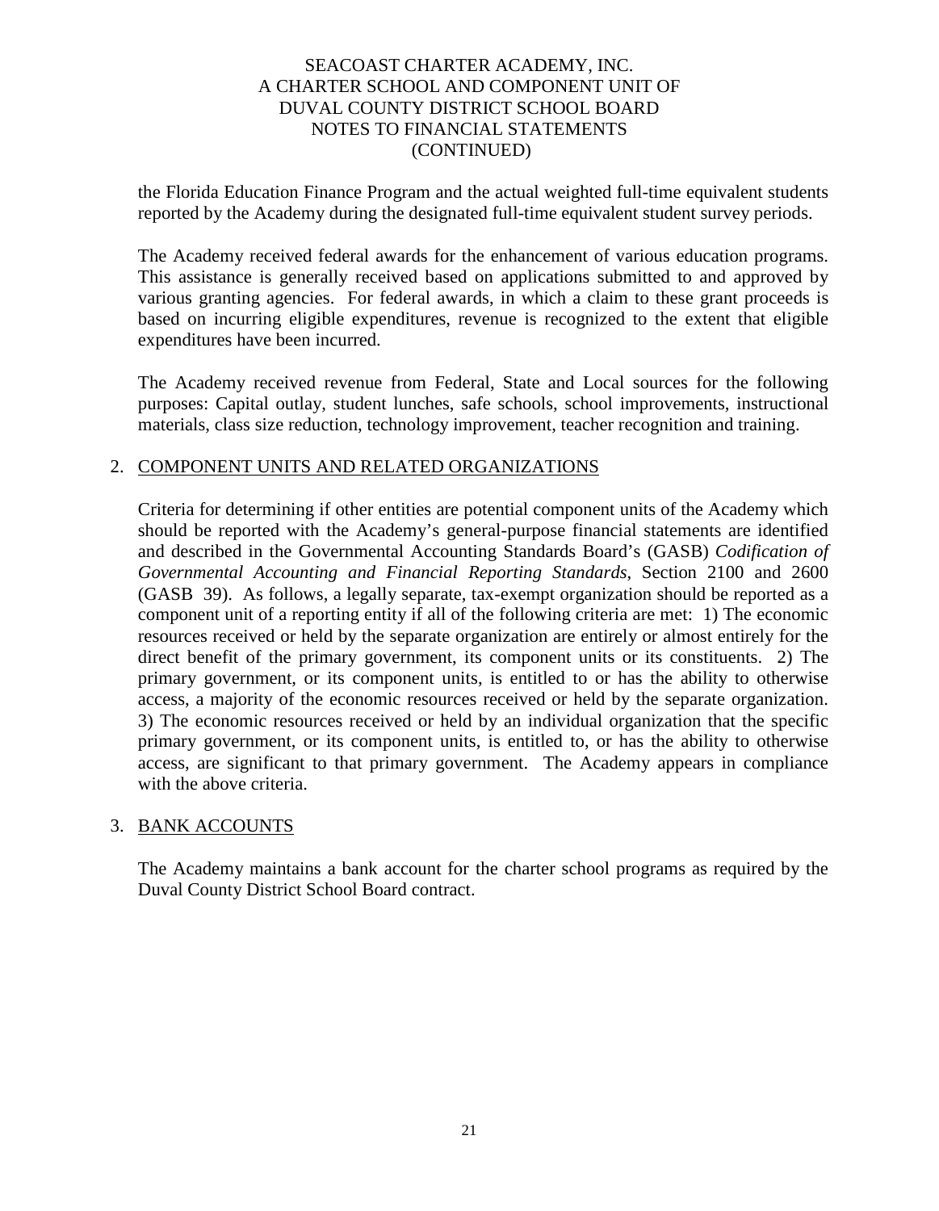the Florida Education Finance Program and the actual weighted full-time equivalent students reported by the Academy during the designated full-time equivalent student survey periods.

The Academy received federal awards for the enhancement of various education programs. This assistance is generally received based on applications submitted to and approved by various granting agencies. For federal awards, in which a claim to these grant proceeds is based on incurring eligible expenditures, revenue is recognized to the extent that eligible expenditures have been incurred.

The Academy received revenue from Federal, State and Local sources for the following purposes: Capital outlay, student lunches, safe schools, school improvements, instructional materials, class size reduction, technology improvement, teacher recognition and training.

2. COMPONENT UNITS AND RELATED ORGANIZATIONS

Criteria for determining if other entities are potential component units of the Academy which should be reported with the Academy's general-purpose financial statements are identified and described in the Governmental Accounting Standards Board's (GASB) *Codification of Governmental Accounting and Financial Reporting Standards*, Section 2100 and 2600 (GASB 39). As follows, a legally separate, tax-exempt organization should be reported as a component unit of a reporting entity if all of the following criteria are met: 1) The economic resources received or held by the separate organization are entirely or almost entirely for the direct benefit of the primary government, its component units or its constituents. 2) The primary government, or its component units, is entitled to or has the ability to otherwise access, a majority of the economic resources received or held by the separate organization. 3) The economic resources received or held by an individual organization that the specific primary government, or its component units, is entitled to, or has the ability to otherwise access, are significant to that primary government. The Academy appears in compliance with the above criteria.

3. BANK ACCOUNTS

The Academy maintains a bank account for the charter school programs as required by the Duval County District School Board contract.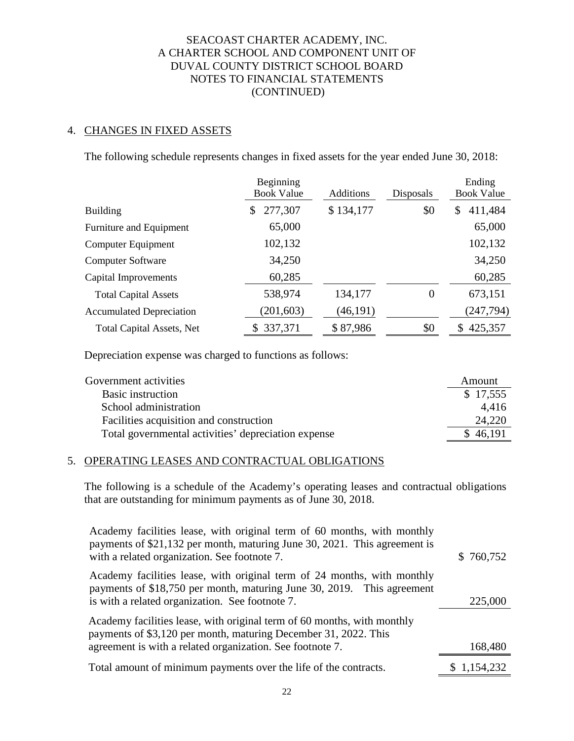SEACOAST CHARTER ACADEMY, INC.
A CHARTER SCHOOL AND COMPONENT UNIT OF
DUVAL COUNTY DISTRICT SCHOOL BOARD
NOTES TO FINANCIAL STATEMENTS
(CONTINUED)

## 4. CHANGES IN FIXED ASSETS

The following schedule represents changes in fixed assets for the year ended June 30, 2018:

| | Beginning Book Value | Additions | Disposals | Ending Book Value |
|---|---|---|---|---|
| Building | $ 277,307 | $ 134,177 | $0 | $ 411,484 |
| Furniture and Equipment | 65,000 | | | 65,000 |
| Computer Equipment | 102,132 | | | 102,132 |
| Computer Software | 34,250 | | | 34,250 |
| Capital Improvements | 60,285 | | | 60,285 |
| Total Capital Assets | 538,974 | 134,177 | 0 | 673,151 |
| Accumulated Depreciation | (201,603) | (46,191) | | (247,794) |
| Total Capital Assets, Net | $ 337,371 | $ 87,986 | $0 | $ 425,357 |

Depreciation expense was charged to functions as follows:

| Government activities | Amount |
|---|---|
| Basic instruction | $ 17,555 |
| School administration | 4,416 |
| Facilities acquisition and construction | 24,220 |
| Total governmental activities' depreciation expense | $ 46,191 |

## 5. OPERATING LEASES AND CONTRACTUAL OBLIGATIONS

The following is a schedule of the Academy's operating leases and contractual obligations that are outstanding for minimum payments as of June 30, 2018.

| | |
|---|---|
| Academy facilities lease, with original term of 60 months, with monthly payments of $21,132 per month, maturing June 30, 2021. This agreement is with a related organization. See footnote 7. | $ 760,752 |
| Academy facilities lease, with original term of 24 months, with monthly payments of $18,750 per month, maturing June 30, 2019. This agreement is with a related organization. See footnote 7. | 225,000 |
| Academy facilities lease, with original term of 60 months, with monthly payments of $3,120 per month, maturing December 31, 2022. This agreement is with a related organization. See footnote 7. | 168,480 |
| Total amount of minimum payments over the life of the contracts. | $ 1,154,232 |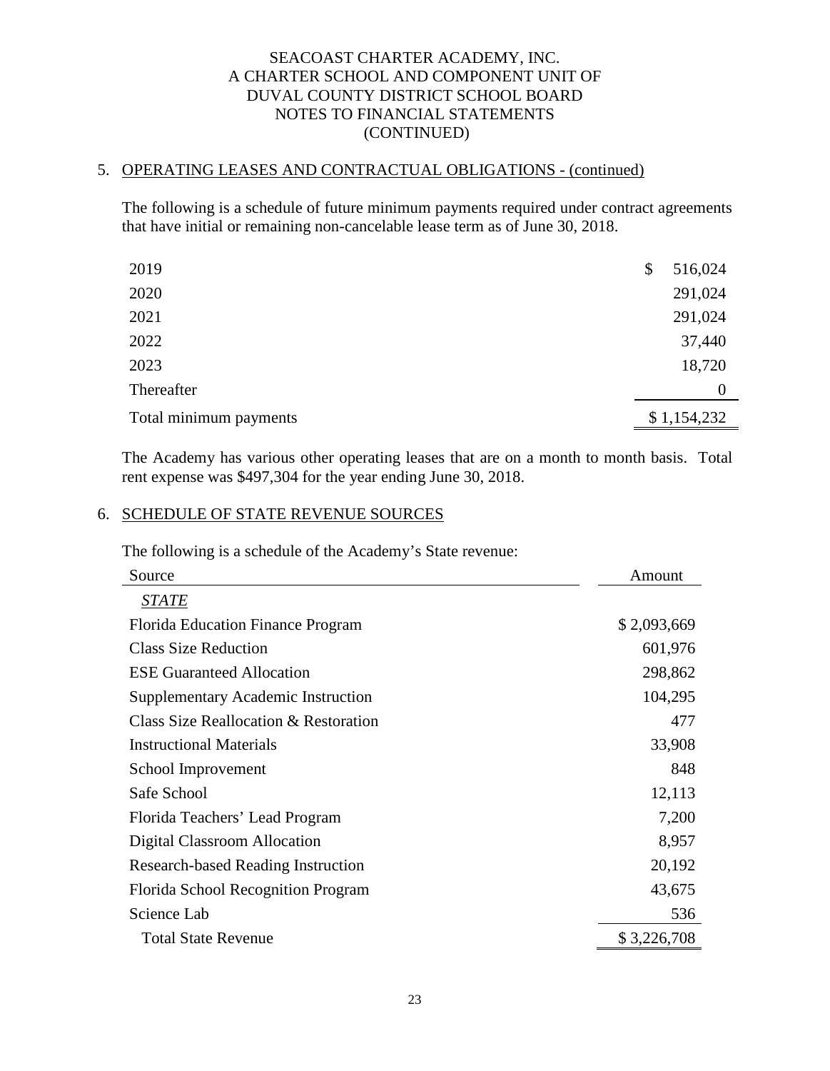SEACOAST CHARTER ACADEMY, INC.
A CHARTER SCHOOL AND COMPONENT UNIT OF
DUVAL COUNTY DISTRICT SCHOOL BOARD
NOTES TO FINANCIAL STATEMENTS
(CONTINUED)

## 5. OPERATING LEASES AND CONTRACTUAL OBLIGATIONS - (continued)

The following is a schedule of future minimum payments required under contract agreements that have initial or remaining non-cancelable lease term as of June 30, 2018.

| | |
|---|---|
| 2019 | $ 516,024 |
| 2020 | 291,024 |
| 2021 | 291,024 |
| 2022 | 37,440 |
| 2023 | 18,720 |
| Thereafter | 0 |
| Total minimum payments | $ 1,154,232 |

The Academy has various other operating leases that are on a month to month basis. Total rent expense was $497,304 for the year ending June 30, 2018.

## 6. SCHEDULE OF STATE REVENUE SOURCES

The following is a schedule of the Academy's State revenue:

| Source | Amount |
|---|---|
| *STATE* | |
| Florida Education Finance Program | $ 2,093,669 |
| Class Size Reduction | 601,976 |
| ESE Guaranteed Allocation | 298,862 |
| Supplementary Academic Instruction | 104,295 |
| Class Size Reallocation & Restoration | 477 |
| Instructional Materials | 33,908 |
| School Improvement | 848 |
| Safe School | 12,113 |
| Florida Teachers' Lead Program | 7,200 |
| Digital Classroom Allocation | 8,957 |
| Research-based Reading Instruction | 20,192 |
| Florida School Recognition Program | 43,675 |
| Science Lab | 536 |
| Total State Revenue | $ 3,226,708 |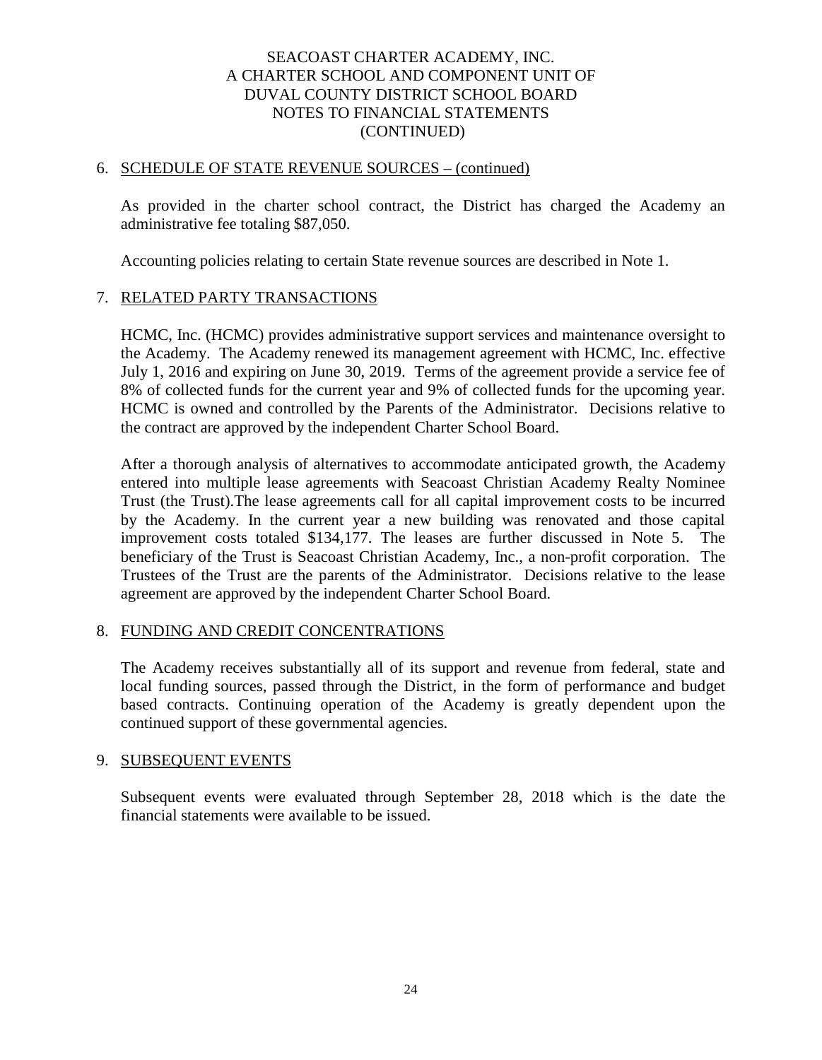SEACOAST CHARTER ACADEMY, INC.
A CHARTER SCHOOL AND COMPONENT UNIT OF
DUVAL COUNTY DISTRICT SCHOOL BOARD
NOTES TO FINANCIAL STATEMENTS
(CONTINUED)

## 6. SCHEDULE OF STATE REVENUE SOURCES – (continued)

As provided in the charter school contract, the District has charged the Academy an administrative fee totaling $87,050.

Accounting policies relating to certain State revenue sources are described in Note 1.

## 7. RELATED PARTY TRANSACTIONS

HCMC, Inc. (HCMC) provides administrative support services and maintenance oversight to the Academy. The Academy renewed its management agreement with HCMC, Inc. effective July 1, 2016 and expiring on June 30, 2019. Terms of the agreement provide a service fee of 8% of collected funds for the current year and 9% of collected funds for the upcoming year. HCMC is owned and controlled by the Parents of the Administrator. Decisions relative to the contract are approved by the independent Charter School Board.

After a thorough analysis of alternatives to accommodate anticipated growth, the Academy entered into multiple lease agreements with Seacoast Christian Academy Realty Nominee Trust (the Trust).The lease agreements call for all capital improvement costs to be incurred by the Academy. In the current year a new building was renovated and those capital improvement costs totaled $134,177. The leases are further discussed in Note 5. The beneficiary of the Trust is Seacoast Christian Academy, Inc., a non-profit corporation. The Trustees of the Trust are the parents of the Administrator. Decisions relative to the lease agreement are approved by the independent Charter School Board.

## 8. FUNDING AND CREDIT CONCENTRATIONS

The Academy receives substantially all of its support and revenue from federal, state and local funding sources, passed through the District, in the form of performance and budget based contracts. Continuing operation of the Academy is greatly dependent upon the continued support of these governmental agencies.

## 9. SUBSEQUENT EVENTS

Subsequent events were evaluated through September 28, 2018 which is the date the financial statements were available to be issued.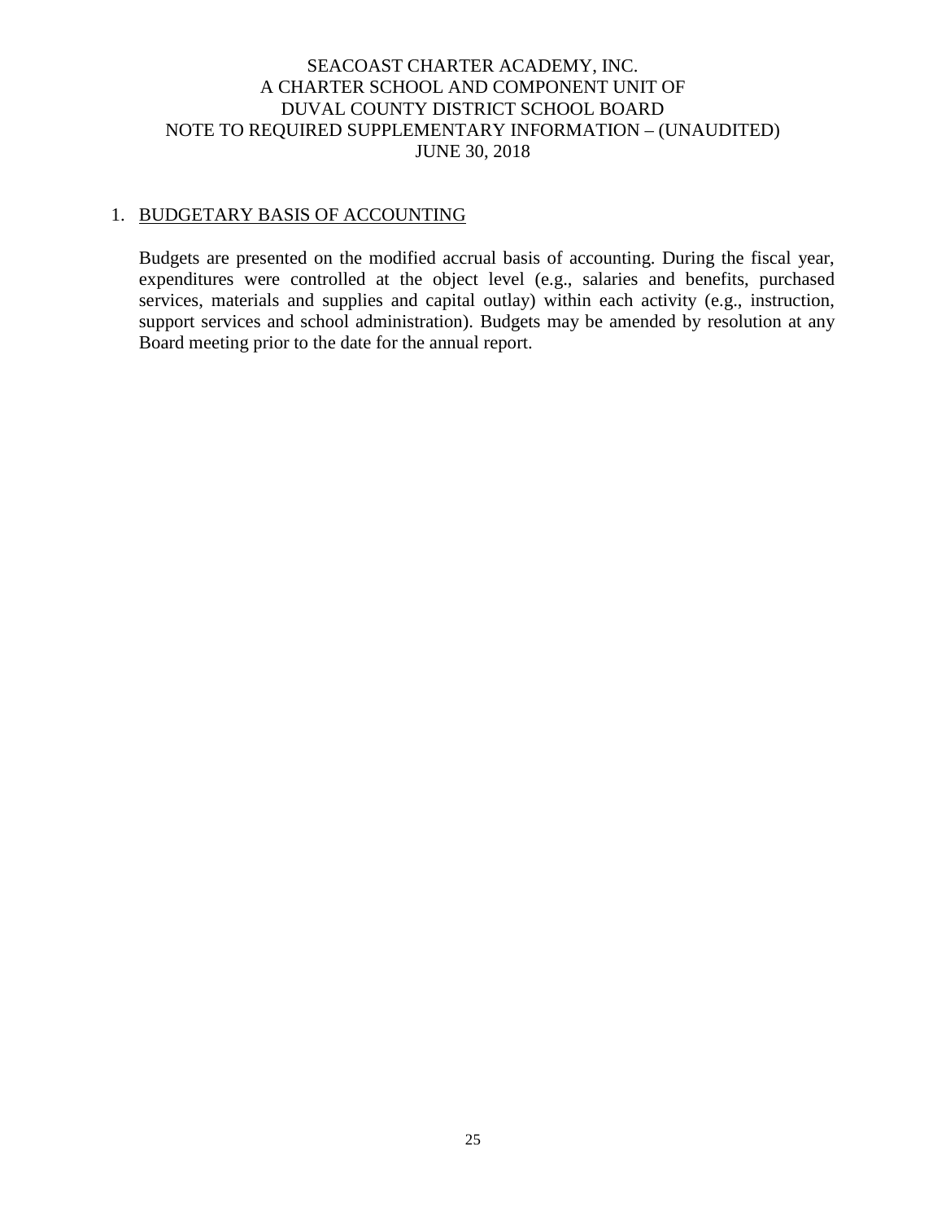# SEACOAST CHARTER ACADEMY, INC.
## A CHARTER SCHOOL AND COMPONENT UNIT OF
## DUVAL COUNTY DISTRICT SCHOOL BOARD
## NOTE TO REQUIRED SUPPLEMENTARY INFORMATION – (UNAUDITED)
## JUNE 30, 2018

1. BUDGETARY BASIS OF ACCOUNTING

   Budgets are presented on the modified accrual basis of accounting. During the fiscal year, expenditures were controlled at the object level (e.g., salaries and benefits, purchased services, materials and supplies and capital outlay) within each activity (e.g., instruction, support services and school administration). Budgets may be amended by resolution at any Board meeting prior to the date for the annual report.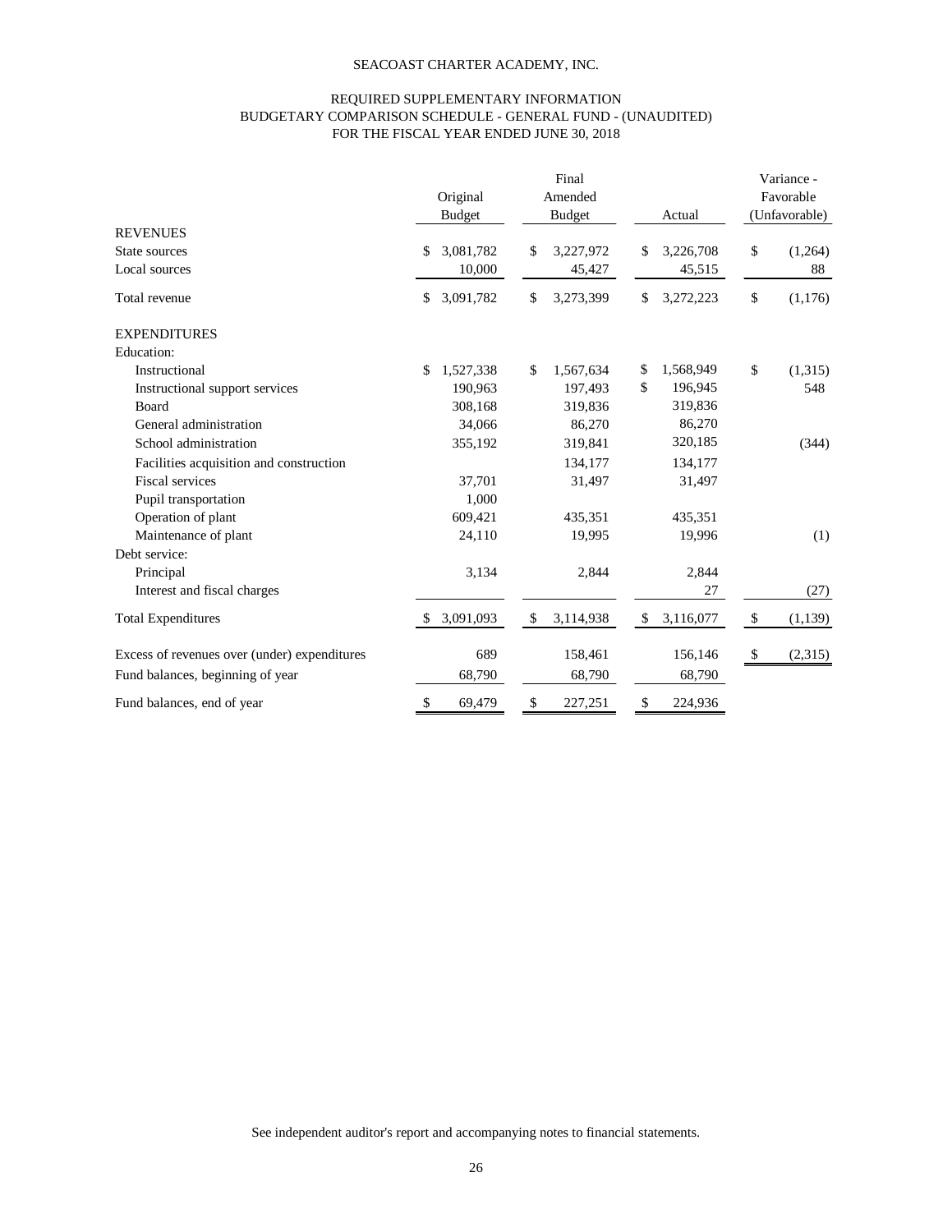SEACOAST CHARTER ACADEMY, INC.

REQUIRED SUPPLEMENTARY INFORMATION
BUDGETARY COMPARISON SCHEDULE - GENERAL FUND - (UNAUDITED)
FOR THE FISCAL YEAR ENDED JUNE 30, 2018

| | Original Budget | Final Amended Budget | Actual | Variance - Favorable (Unfavorable) |
|---|---|---|---|---|
| **REVENUES** | | | | |
| State sources | $ 3,081,782 | $ 3,227,972 | $ 3,226,708 | $ (1,264) |
| Local sources | 10,000 | 45,427 | 45,515 | 88 |
| Total revenue | $ 3,091,782 | $ 3,273,399 | $ 3,272,223 | $ (1,176) |
| **EXPENDITURES** | | | | |
| Education: | | | | |
| Instructional | $ 1,527,338 | $ 1,567,634 | $ 1,568,949 | $ (1,315) |
| Instructional support services | 190,963 | 197,493 | $ 196,945 | 548 |
| Board | 308,168 | 319,836 | 319,836 | |
| General administration | 34,066 | 86,270 | 86,270 | |
| School administration | 355,192 | 319,841 | 320,185 | (344) |
| Facilities acquisition and construction | | 134,177 | 134,177 | |
| Fiscal services | 37,701 | 31,497 | 31,497 | |
| Pupil transportation | 1,000 | | | |
| Operation of plant | 609,421 | 435,351 | 435,351 | |
| Maintenance of plant | 24,110 | 19,995 | 19,996 | (1) |
| Debt service: | | | | |
| Principal | 3,134 | 2,844 | 2,844 | |
| Interest and fiscal charges | | | 27 | (27) |
| Total Expenditures | $ 3,091,093 | $ 3,114,938 | $ 3,116,077 | $ (1,139) |
| Excess of revenues over (under) expenditures | 689 | 158,461 | 156,146 | $ (2,315) |
| Fund balances, beginning of year | 68,790 | 68,790 | 68,790 | |
| Fund balances, end of year | $ 69,479 | $ 227,251 | $ 224,936 | |

See independent auditor's report and accompanying notes to financial statements.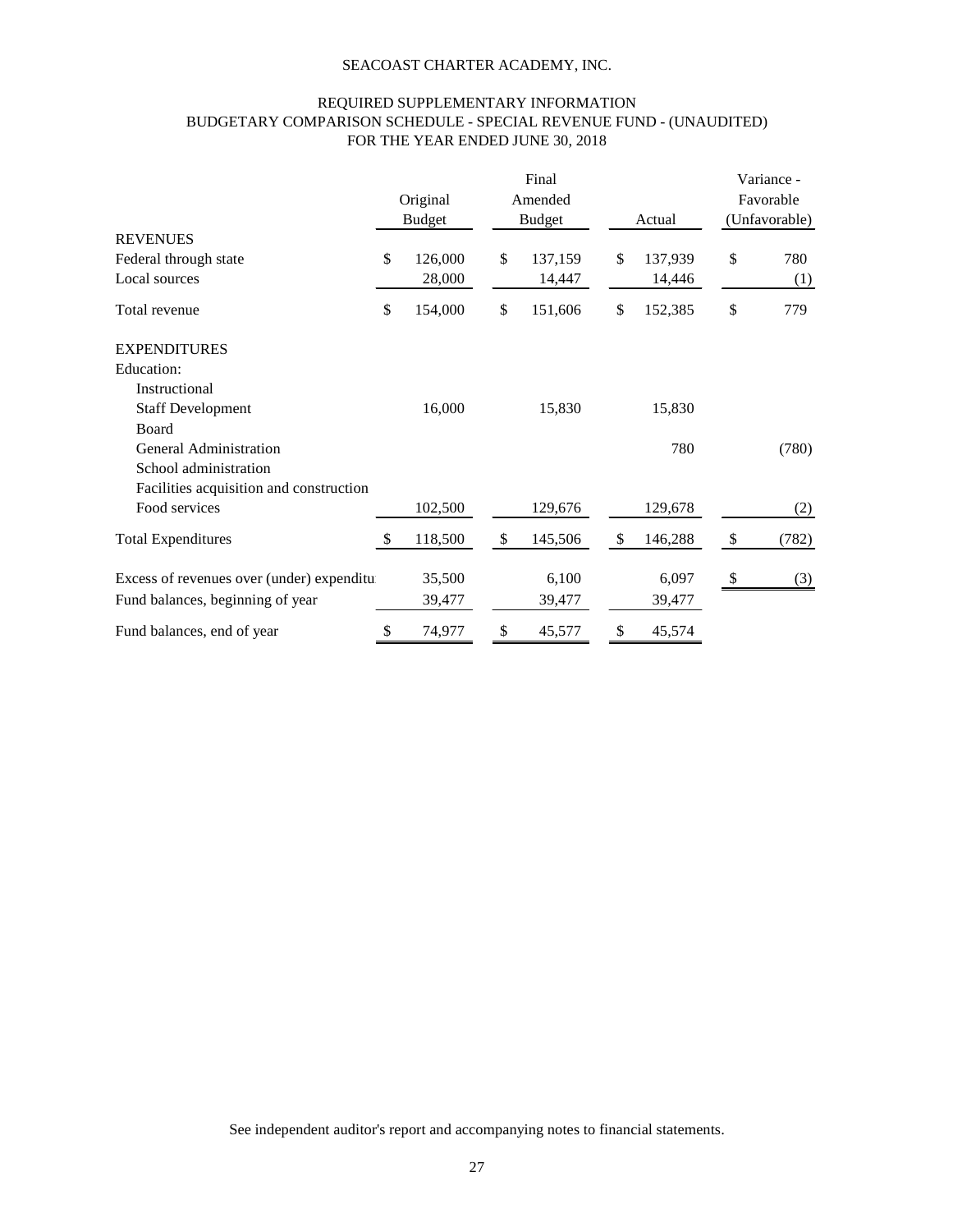SEACOAST CHARTER ACADEMY, INC.

REQUIRED SUPPLEMENTARY INFORMATION
BUDGETARY COMPARISON SCHEDULE - SPECIAL REVENUE FUND - (UNAUDITED)
FOR THE YEAR ENDED JUNE 30, 2018

| | Original Budget | Final Amended Budget | Actual | Variance - Favorable (Unfavorable) |
|---|---|---|---|---|
| REVENUES | | | | |
| Federal through state | $ 126,000 | $ 137,159 | $ 137,939 | $ 780 |
| Local sources | 28,000 | 14,447 | 14,446 | (1) |
| Total revenue | $ 154,000 | $ 151,606 | $ 152,385 | $ 779 |
| EXPENDITURES | | | | |
| Education: | | | | |
| Instructional | | | | |
| Staff Development | 16,000 | 15,830 | 15,830 | |
| Board | | | | |
| General Administration | | | 780 | (780) |
| School administration | | | | |
| Facilities acquisition and construction | | | | |
| Food services | 102,500 | 129,676 | 129,678 | (2) |
| Total Expenditures | $ 118,500 | $ 145,506 | $ 146,288 | $ (782) |
| Excess of revenues over (under) expenditu | 35,500 | 6,100 | 6,097 | $ (3) |
| Fund balances, beginning of year | 39,477 | 39,477 | 39,477 | |
| Fund balances, end of year | $ 74,977 | $ 45,577 | $ 45,574 | |

See independent auditor's report and accompanying notes to financial statements.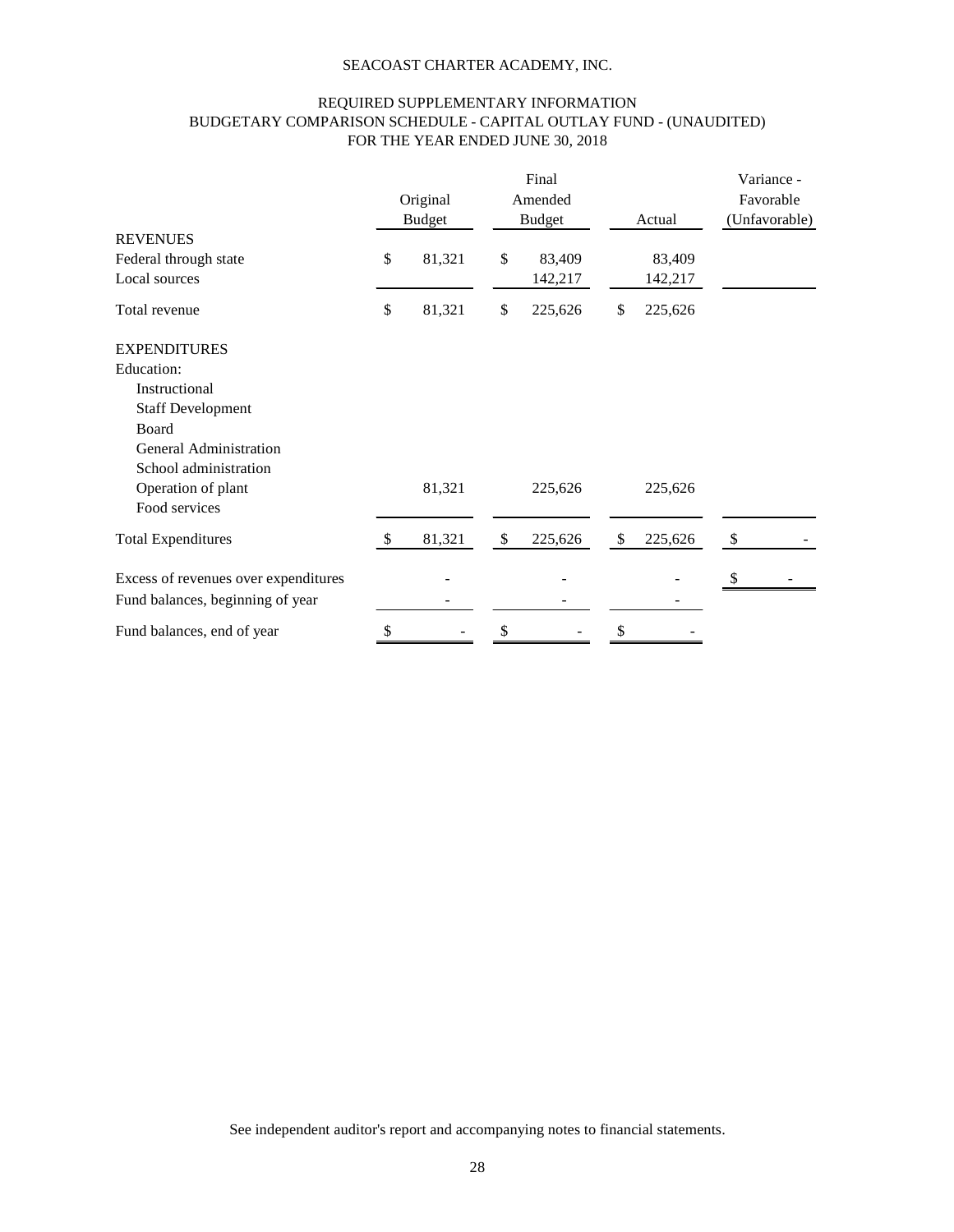SEACOAST CHARTER ACADEMY, INC.

REQUIRED SUPPLEMENTARY INFORMATION
BUDGETARY COMPARISON SCHEDULE - CAPITAL OUTLAY FUND - (UNAUDITED)
FOR THE YEAR ENDED JUNE 30, 2018

| | Original Budget | Final Amended Budget | Actual | Variance - Favorable (Unfavorable) |
|---|---|---|---|---|
| **REVENUES** | | | | |
| Federal through state | $ 81,321 | $ 83,409 | 83,409 | |
| Local sources | | 142,217 | 142,217 | |
| Total revenue | $ 81,321 | $ 225,626 | $ 225,626 | |
| **EXPENDITURES** | | | | |
| Education: | | | | |
| Instructional | | | | |
| Staff Development | | | | |
| Board | | | | |
| General Administration | | | | |
| School administration | | | | |
| Operation of plant | 81,321 | 225,626 | 225,626 | |
| Food services | | | | |
| Total Expenditures | $ 81,321 | $ 225,626 | $ 225,626 | $ - |
| Excess of revenues over expenditures | - | - | - | $ - |
| Fund balances, beginning of year | - | - | - | |
| Fund balances, end of year | $ - | $ - | $ - | |

See independent auditor's report and accompanying notes to financial statements.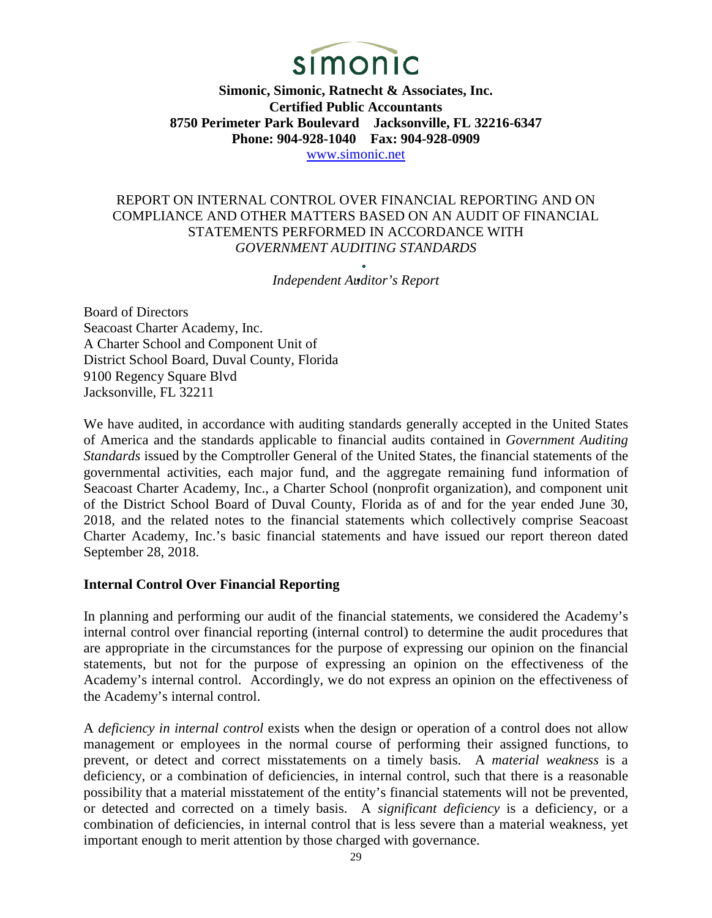simonic

**Simonic, Simonic, Ratnecht & Associates, Inc.**
**Certified Public Accountants**
**8750 Perimeter Park Boulevard Jacksonville, FL 32216-6347**
**Phone: 904-928-1040 Fax: 904-928-0909**
www.simonic.net

REPORT ON INTERNAL CONTROL OVER FINANCIAL REPORTING AND ON COMPLIANCE AND OTHER MATTERS BASED ON AN AUDIT OF FINANCIAL STATEMENTS PERFORMED IN ACCORDANCE WITH *GOVERNMENT AUDITING STANDARDS*

*Independent Auditor's Report*

Board of Directors
Seacoast Charter Academy, Inc.
A Charter School and Component Unit of
District School Board, Duval County, Florida
9100 Regency Square Blvd
Jacksonville, FL 32211

We have audited, in accordance with auditing standards generally accepted in the United States of America and the standards applicable to financial audits contained in *Government Auditing Standards* issued by the Comptroller General of the United States, the financial statements of the governmental activities, each major fund, and the aggregate remaining fund information of Seacoast Charter Academy, Inc., a Charter School (nonprofit organization), and component unit of the District School Board of Duval County, Florida as of and for the year ended June 30, 2018, and the related notes to the financial statements which collectively comprise Seacoast Charter Academy, Inc.'s basic financial statements and have issued our report thereon dated September 28, 2018.

**Internal Control Over Financial Reporting**

In planning and performing our audit of the financial statements, we considered the Academy's internal control over financial reporting (internal control) to determine the audit procedures that are appropriate in the circumstances for the purpose of expressing our opinion on the financial statements, but not for the purpose of expressing an opinion on the effectiveness of the Academy's internal control. Accordingly, we do not express an opinion on the effectiveness of the Academy's internal control.

A *deficiency in internal control* exists when the design or operation of a control does not allow management or employees in the normal course of performing their assigned functions, to prevent, or detect and correct misstatements on a timely basis. A *material weakness* is a deficiency, or a combination of deficiencies, in internal control, such that there is a reasonable possibility that a material misstatement of the entity's financial statements will not be prevented, or detected and corrected on a timely basis. A *significant deficiency* is a deficiency, or a combination of deficiencies, in internal control that is less severe than a material weakness, yet important enough to merit attention by those charged with governance.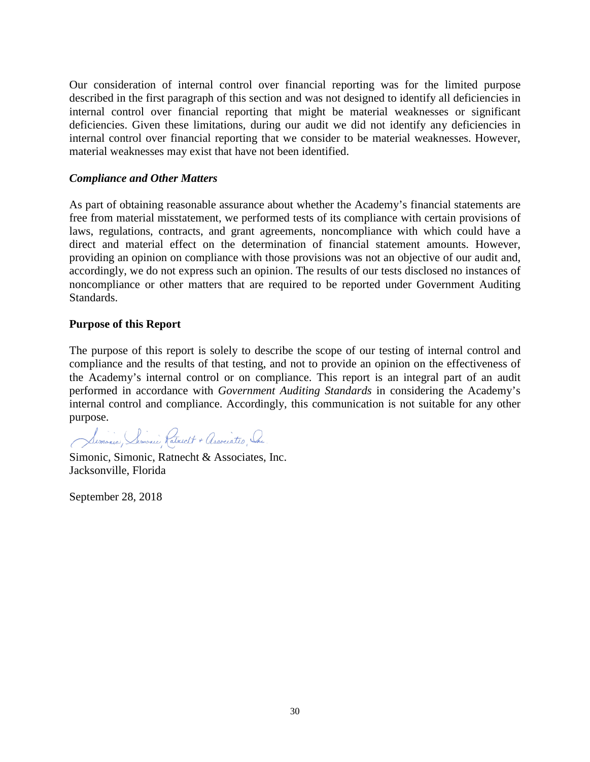Our consideration of internal control over financial reporting was for the limited purpose described in the first paragraph of this section and was not designed to identify all deficiencies in internal control over financial reporting that might be material weaknesses or significant deficiencies. Given these limitations, during our audit we did not identify any deficiencies in internal control over financial reporting that we consider to be material weaknesses. However, material weaknesses may exist that have not been identified.

### *Compliance and Other Matters*

As part of obtaining reasonable assurance about whether the Academy's financial statements are free from material misstatement, we performed tests of its compliance with certain provisions of laws, regulations, contracts, and grant agreements, noncompliance with which could have a direct and material effect on the determination of financial statement amounts. However, providing an opinion on compliance with those provisions was not an objective of our audit and, accordingly, we do not express such an opinion. The results of our tests disclosed no instances of noncompliance or other matters that are required to be reported under Government Auditing Standards.

### **Purpose of this Report**

The purpose of this report is solely to describe the scope of our testing of internal control and compliance and the results of that testing, and not to provide an opinion on the effectiveness of the Academy's internal control or on compliance. This report is an integral part of an audit performed in accordance with *Government Auditing Standards* in considering the Academy's internal control and compliance. Accordingly, this communication is not suitable for any other purpose.

Simonic, Simonic, Ratnecht & Associates, Inc.
Jacksonville, Florida

September 28, 2018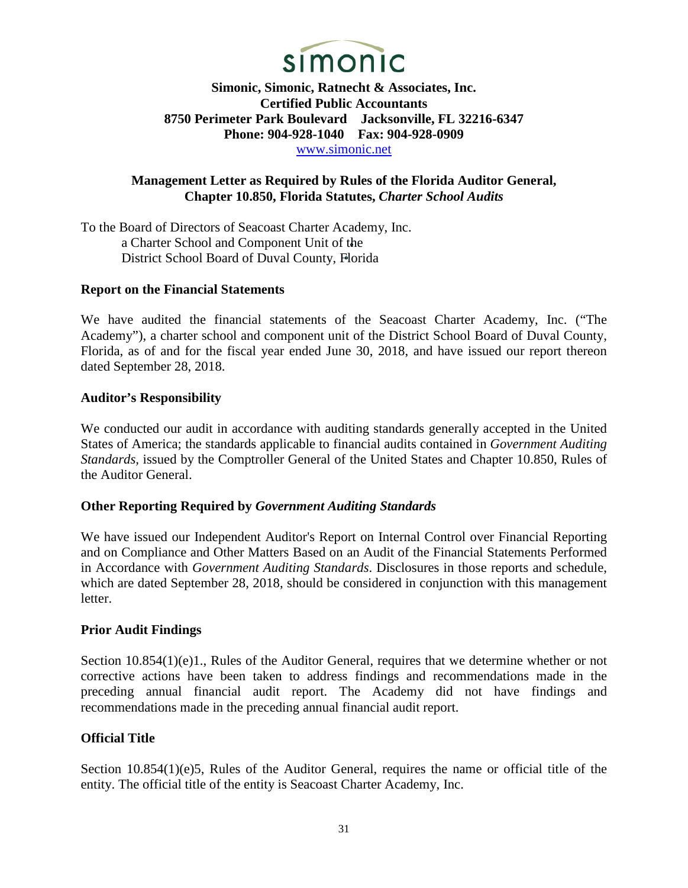simonic

**Simonic, Simonic, Ratnecht & Associates, Inc.**
**Certified Public Accountants**
**8750 Perimeter Park Boulevard Jacksonville, FL 32216-6347**
**Phone: 904-928-1040 Fax: 904-928-0909**
www.simonic.net

## Management Letter as Required by Rules of the Florida Auditor General, Chapter 10.850, Florida Statutes, *Charter School Audits*

To the Board of Directors of Seacoast Charter Academy, Inc.
a Charter School and Component Unit of the
District School Board of Duval County, Florida

### Report on the Financial Statements

We have audited the financial statements of the Seacoast Charter Academy, Inc. ("The Academy"), a charter school and component unit of the District School Board of Duval County, Florida, as of and for the fiscal year ended June 30, 2018, and have issued our report thereon dated September 28, 2018.

### Auditor's Responsibility

We conducted our audit in accordance with auditing standards generally accepted in the United States of America; the standards applicable to financial audits contained in *Government Auditing Standards,* issued by the Comptroller General of the United States and Chapter 10.850, Rules of the Auditor General.

### Other Reporting Required by *Government Auditing Standards*

We have issued our Independent Auditor's Report on Internal Control over Financial Reporting and on Compliance and Other Matters Based on an Audit of the Financial Statements Performed in Accordance with *Government Auditing Standards*. Disclosures in those reports and schedule, which are dated September 28, 2018, should be considered in conjunction with this management letter.

### Prior Audit Findings

Section 10.854(1)(e)1., Rules of the Auditor General, requires that we determine whether or not corrective actions have been taken to address findings and recommendations made in the preceding annual financial audit report. The Academy did not have findings and recommendations made in the preceding annual financial audit report.

### Official Title

Section 10.854(1)(e)5, Rules of the Auditor General, requires the name or official title of the entity. The official title of the entity is Seacoast Charter Academy, Inc.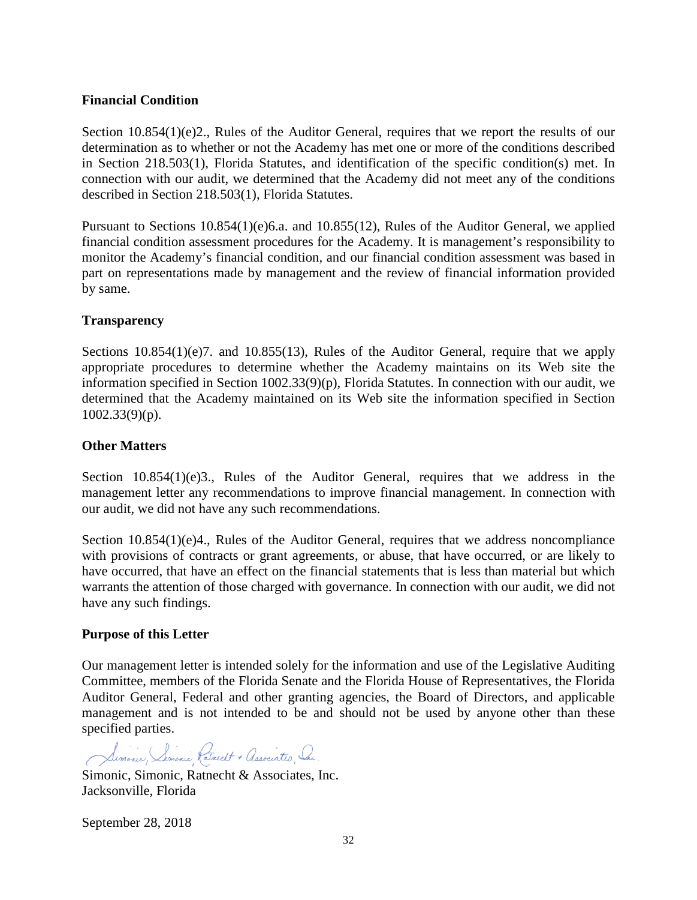### Financial Condition

Section 10.854(1)(e)2., Rules of the Auditor General, requires that we report the results of our determination as to whether or not the Academy has met one or more of the conditions described in Section 218.503(1), Florida Statutes, and identification of the specific condition(s) met. In connection with our audit, we determined that the Academy did not meet any of the conditions described in Section 218.503(1), Florida Statutes.

Pursuant to Sections 10.854(1)(e)6.a. and 10.855(12), Rules of the Auditor General, we applied financial condition assessment procedures for the Academy. It is management's responsibility to monitor the Academy's financial condition, and our financial condition assessment was based in part on representations made by management and the review of financial information provided by same.

### Transparency

Sections 10.854(1)(e)7. and 10.855(13), Rules of the Auditor General, require that we apply appropriate procedures to determine whether the Academy maintains on its Web site the information specified in Section 1002.33(9)(p), Florida Statutes. In connection with our audit, we determined that the Academy maintained on its Web site the information specified in Section 1002.33(9)(p).

### Other Matters

Section 10.854(1)(e)3., Rules of the Auditor General, requires that we address in the management letter any recommendations to improve financial management. In connection with our audit, we did not have any such recommendations.

Section 10.854(1)(e)4., Rules of the Auditor General, requires that we address noncompliance with provisions of contracts or grant agreements, or abuse, that have occurred, or are likely to have occurred, that have an effect on the financial statements that is less than material but which warrants the attention of those charged with governance. In connection with our audit, we did not have any such findings.

### Purpose of this Letter

Our management letter is intended solely for the information and use of the Legislative Auditing Committee, members of the Florida Senate and the Florida House of Representatives, the Florida Auditor General, Federal and other granting agencies, the Board of Directors, and applicable management and is not intended to be and should not be used by anyone other than these specified parties.

Simonic, Simonic, Ratnecht & Associates, Inc.

Simonic, Simonic, Ratnecht & Associates, Inc.
Jacksonville, Florida

September 28, 2018